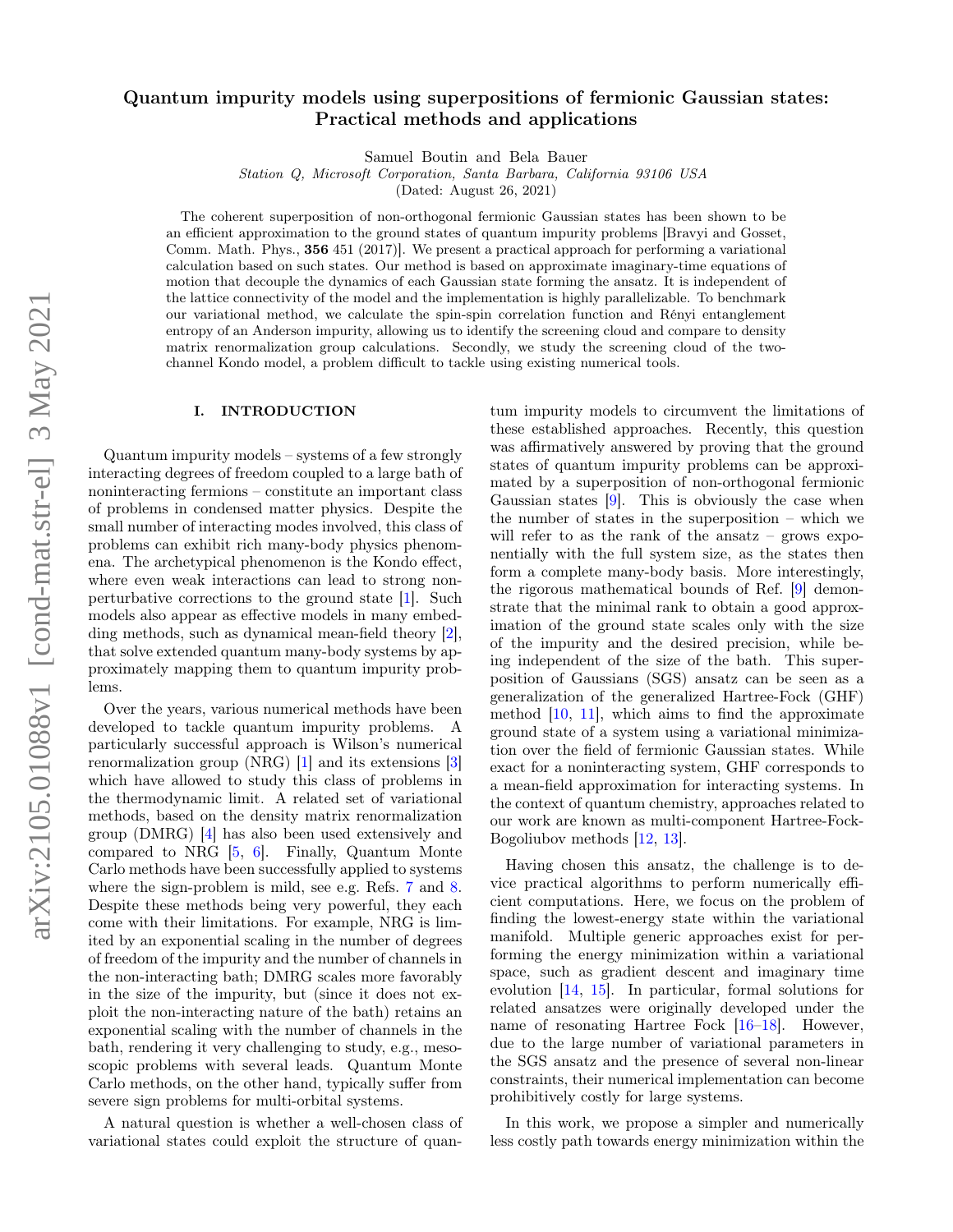# Quantum impurity models using superpositions of fermionic Gaussian states: Practical methods and applications

Samuel Boutin and Bela Bauer

*Station Q, Microsoft Corporation, Santa Barbara, California 93106 USA*

(Dated: August 26, 2021)

The coherent superposition of non-orthogonal fermionic Gaussian states has been shown to be an efficient approximation to the ground states of quantum impurity problems [Bravyi and Gosset, Comm. Math. Phys., **356** 451 (2017)]. We present a practical approach for performing a variational calculation based on such states. Our method is based on approximate imaginary-time equations of motion that decouple the dynamics of each Gaussian state forming the ansatz. It is independent of the lattice connectivity of the model and the implementation is highly parallelizable. To benchmark our variational method, we calculate the spin-spin correlation function and Rényi entanglement entropy of an Anderson impurity, allowing us to identify the screening cloud and compare to density matrix renormalization group calculations. Secondly, we study the screening cloud of the two-channel Kondo model, a problem difficult to tackle using existing numerical tools.

## I. INTRODUCTION

Quantum impurity models – systems of a few strongly interacting degrees of freedom coupled to a large bath of noninteracting fermions – constitute an important class of problems in condensed matter physics. Despite the small number of interacting modes involved, this class of problems can exhibit rich many-body physics phenomena. The archetypical phenomenon is the Kondo effect, where even weak interactions can lead to strong non-perturbative corrections to the ground state [1]. Such models also appear as effective models in many embedding methods, such as dynamical mean-field theory [2], that solve extended quantum many-body systems by approximately mapping them to quantum impurity problems.

Over the years, various numerical methods have been developed to tackle quantum impurity problems. A particularly successful approach is Wilson's numerical renormalization group (NRG) [1] and its extensions [3] which have allowed to study this class of problems in the thermodynamic limit. A related set of variational methods, based on the density matrix renormalization group (DMRG) [4] has also been used extensively and compared to NRG [5, 6]. Finally, Quantum Monte Carlo methods have been successfully applied to systems where the sign-problem is mild, see e.g. Refs. 7 and 8. Despite these methods being very powerful, they each come with their limitations. For example, NRG is limited by an exponential scaling in the number of degrees of freedom of the impurity and the number of channels in the non-interacting bath; DMRG scales more favorably in the size of the impurity, but (since it does not exploit the non-interacting nature of the bath) retains an exponential scaling with the number of channels in the bath, rendering it very challenging to study, e.g., mesoscopic problems with several leads. Quantum Monte Carlo methods, on the other hand, typically suffer from severe sign problems for multi-orbital systems.

A natural question is whether a well-chosen class of variational states could exploit the structure of quantum impurity models to circumvent the limitations of these established approaches. Recently, this question was affirmatively answered by proving that the ground states of quantum impurity problems can be approximated by a superposition of non-orthogonal fermionic Gaussian states [9]. This is obviously the case when the number of states in the superposition – which we will refer to as the rank of the ansatz – grows exponentially with the full system size, as the states then form a complete many-body basis. More interestingly, the rigorous mathematical bounds of Ref. [9] demonstrate that the minimal rank to obtain a good approximation of the ground state scales only with the size of the impurity and the desired precision, while being independent of the size of the bath. This superposition of Gaussians (SGS) ansatz can be seen as a generalization of the generalized Hartree-Fock (GHF) method [10, 11], which aims to find the approximate ground state of a system using a variational minimization over the field of fermionic Gaussian states. While exact for a noninteracting system, GHF corresponds to a mean-field approximation for interacting systems. In the context of quantum chemistry, approaches related to our work are known as multi-component Hartree-Fock-Bogoliubov methods [12, 13].

Having chosen this ansatz, the challenge is to device practical algorithms to perform numerically efficient computations. Here, we focus on the problem of finding the lowest-energy state within the variational manifold. Multiple generic approaches exist for performing the energy minimization within a variational space, such as gradient descent and imaginary time evolution [14, 15]. In particular, formal solutions for related ansatzes were originally developed under the name of resonating Hartree Fock [16–18]. However, due to the large number of variational parameters in the SGS ansatz and the presence of several non-linear constraints, their numerical implementation can become prohibitively costly for large systems.

In this work, we propose a simpler and numerically less costly path towards energy minimization within the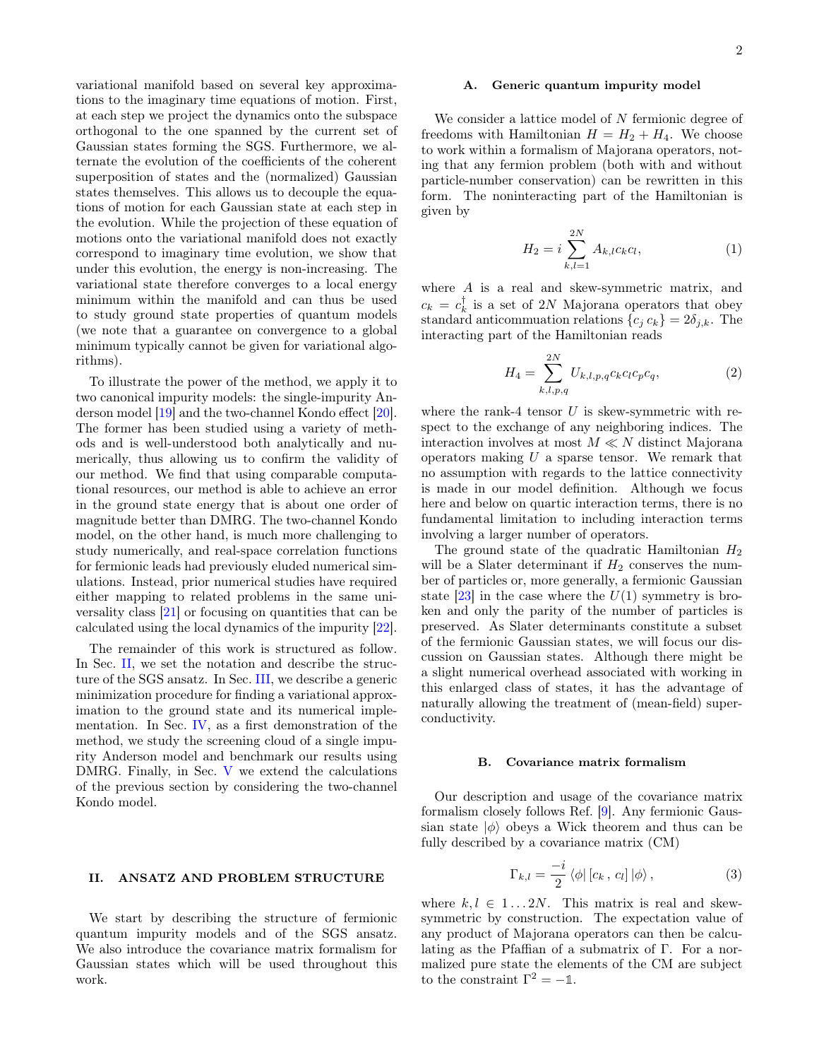variational manifold based on several key approximations to the imaginary time equations of motion. First, at each step we project the dynamics onto the subspace orthogonal to the one spanned by the current set of Gaussian states forming the SGS. Furthermore, we alternate the evolution of the coefficients of the coherent superposition of states and the (normalized) Gaussian states themselves. This allows us to decouple the equations of motion for each Gaussian state at each step in the evolution. While the projection of these equation of motions onto the variational manifold does not exactly correspond to imaginary time evolution, we show that under this evolution, the energy is non-increasing. The variational state therefore converges to a local energy minimum within the manifold and can thus be used to study ground state properties of quantum models (we note that a guarantee on convergence to a global minimum typically cannot be given for variational algorithms).

To illustrate the power of the method, we apply it to two canonical impurity models: the single-impurity Anderson model [19] and the two-channel Kondo effect [20]. The former has been studied using a variety of methods and is well-understood both analytically and numerically, thus allowing us to confirm the validity of our method. We find that using comparable computational resources, our method is able to achieve an error in the ground state energy that is about one order of magnitude better than DMRG. The two-channel Kondo model, on the other hand, is much more challenging to study numerically, and real-space correlation functions for fermionic leads had previously eluded numerical simulations. Instead, prior numerical studies have required either mapping to related problems in the same universality class [21] or focusing on quantities that can be calculated using the local dynamics of the impurity [22].

The remainder of this work is structured as follow. In Sec. II, we set the notation and describe the structure of the SGS ansatz. In Sec. III, we describe a generic minimization procedure for finding a variational approximation to the ground state and its numerical implementation. In Sec. IV, as a first demonstration of the method, we study the screening cloud of a single impurity Anderson model and benchmark our results using DMRG. Finally, in Sec. V we extend the calculations of the previous section by considering the two-channel Kondo model.

## II. ANSATZ AND PROBLEM STRUCTURE

We start by describing the structure of fermionic quantum impurity models and of the SGS ansatz. We also introduce the covariance matrix formalism for Gaussian states which will be used throughout this work.

### A. Generic quantum impurity model

We consider a lattice model of $N$ fermionic degree of freedoms with Hamiltonian $H = H_2 + H_4$. We choose to work within a formalism of Majorana operators, noting that any fermion problem (both with and without particle-number conservation) can be rewritten in this form. The noninteracting part of the Hamiltonian is given by

$$H_2 = i \sum_{k,l=1}^{2N} A_{k,l} c_k c_l, \tag{1}$$

where $A$ is a real and skew-symmetric matrix, and $c_k = c_k^\dagger$ is a set of $2N$ Majorana operators that obey standard anticommuation relations $\{c_j \, c_k\} = 2\delta_{j,k}$. The interacting part of the Hamiltonian reads

$$H_4 = \sum_{k,l,p,q}^{2N} U_{k,l,p,q} c_k c_l c_p c_q, \tag{2}$$

where the rank-4 tensor $U$ is skew-symmetric with respect to the exchange of any neighboring indices. The interaction involves at most $M \ll N$ distinct Majorana operators making $U$ a sparse tensor. We remark that no assumption with regards to the lattice connectivity is made in our model definition. Although we focus here and below on quartic interaction terms, there is no fundamental limitation to including interaction terms involving a larger number of operators.

The ground state of the quadratic Hamiltonian $H_2$ will be a Slater determinant if $H_2$ conserves the number of particles or, more generally, a fermionic Gaussian state [23] in the case where the $U(1)$ symmetry is broken and only the parity of the number of particles is preserved. As Slater determinants constitute a subset of the fermionic Gaussian states, we will focus our discussion on Gaussian states. Although there might be a slight numerical overhead associated with working in this enlarged class of states, it has the advantage of naturally allowing the treatment of (mean-field) superconductivity.

### B. Covariance matrix formalism

Our description and usage of the covariance matrix formalism closely follows Ref. [9]. Any fermionic Gaussian state $|\phi\rangle$ obeys a Wick theorem and thus can be fully described by a covariance matrix (CM)

$$\Gamma_{k,l} = \frac{-i}{2} \langle \phi | \, [c_k \, , \, c_l] \, | \phi \rangle \, , \tag{3}$$

where $k, l \in 1 \ldots 2N$. This matrix is real and skew-symmetric by construction. The expectation value of any product of Majorana operators can then be calculating as the Pfaffian of a submatrix of $\Gamma$. For a normalized pure state the elements of the CM are subject to the constraint $\Gamma^2 = -\mathbb{1}$.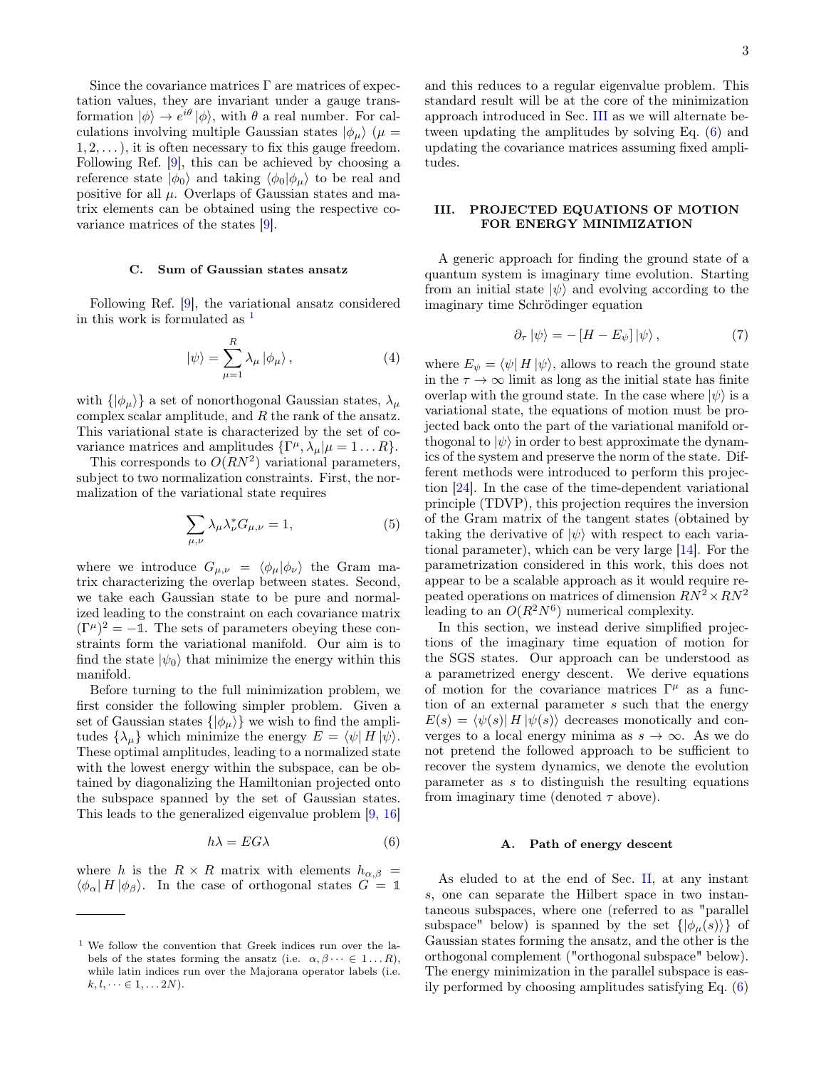Since the covariance matrices Γ are matrices of expectation values, they are invariant under a gauge transformation $|\phi\rangle \to e^{i\theta}|\phi\rangle$, with $\theta$ a real number. For calculations involving multiple Gaussian states $|\phi_\mu\rangle$ ($\mu = 1, 2, \dots$), it is often necessary to fix this gauge freedom. Following Ref. [9], this can be achieved by choosing a reference state $|\phi_0\rangle$ and taking $\langle\phi_0|\phi_\mu\rangle$ to be real and positive for all $\mu$. Overlaps of Gaussian states and matrix elements can be obtained using the respective covariance matrices of the states [9].

### C. Sum of Gaussian states ansatz

Following Ref. [9], the variational ansatz considered in this work is formulated as [1]

$$|\psi\rangle = \sum_{\mu=1}^{R} \lambda_\mu |\phi_\mu\rangle, \tag{4}$$

with $\{|\phi_\mu\rangle\}$ a set of nonorthogonal Gaussian states, $\lambda_\mu$ complex scalar amplitude, and $R$ the rank of the ansatz. This variational state is characterized by the set of covariance matrices and amplitudes $\{\Gamma^\mu, \lambda_\mu | \mu = 1 \dots R\}$.

This corresponds to $O(RN^2)$ variational parameters, subject to two normalization constraints. First, the normalization of the variational state requires

$$\sum_{\mu,\nu} \lambda_\mu \lambda_\nu^* G_{\mu,\nu} = 1, \tag{5}$$

where we introduce $G_{\mu,\nu} = \langle\phi_\mu|\phi_\nu\rangle$ the Gram matrix characterizing the overlap between states. Second, we take each Gaussian state to be pure and normalized leading to the constraint on each covariance matrix $(\Gamma^\mu)^2 = -\mathbb{1}$. The sets of parameters obeying these constraints form the variational manifold. Our aim is to find the state $|\psi_0\rangle$ that minimize the energy within this manifold.

Before turning to the full minimization problem, we first consider the following simpler problem. Given a set of Gaussian states $\{|\phi_\mu\rangle\}$ we wish to find the amplitudes $\{\lambda_\mu\}$ which minimize the energy $E = \langle\psi| H |\psi\rangle$. These optimal amplitudes, leading to a normalized state with the lowest energy within the subspace, can be obtained by diagonalizing the Hamiltonian projected onto the subspace spanned by the set of Gaussian states. This leads to the generalized eigenvalue problem [9, 16]

$$h\lambda = EG\lambda \tag{6}$$

where $h$ is the $R \times R$ matrix with elements $h_{\alpha,\beta} = \langle\phi_\alpha| H |\phi_\beta\rangle$. In the case of orthogonal states $G = \mathbb{1}$ and this reduces to a regular eigenvalue problem. This standard result will be at the core of the minimization approach introduced in Sec. III as we will alternate between updating the amplitudes by solving Eq. (6) and updating the covariance matrices assuming fixed amplitudes.

[1] We follow the convention that Greek indices run over the labels of the states forming the ansatz (i.e. $\alpha, \beta \dots \in 1 \dots R$), while latin indices run over the Majorana operator labels (i.e. $k, l, \dots \in 1, \dots 2N$).

## III. PROJECTED EQUATIONS OF MOTION FOR ENERGY MINIMIZATION

A generic approach for finding the ground state of a quantum system is imaginary time evolution. Starting from an initial state $|\psi\rangle$ and evolving according to the imaginary time Schrödinger equation

$$\partial_\tau |\psi\rangle = -\left[H - E_\psi\right] |\psi\rangle, \tag{7}$$

where $E_\psi = \langle\psi| H |\psi\rangle$, allows to reach the ground state in the $\tau \to \infty$ limit as long as the initial state has finite overlap with the ground state. In the case where $|\psi\rangle$ is a variational state, the equations of motion must be projected back onto the part of the variational manifold orthogonal to $|\psi\rangle$ in order to best approximate the dynamics of the system and preserve the norm of the state. Different methods were introduced to perform this projection [24]. In the case of the time-dependent variational principle (TDVP), this projection requires the inversion of the Gram matrix of the tangent states (obtained by taking the derivative of $|\psi\rangle$ with respect to each variational parameter), which can be very large [14]. For the parametrization considered in this work, this does not appear to be a scalable approach as it would require repeated operations on matrices of dimension $RN^2 \times RN^2$ leading to an $O(R^2N^6)$ numerical complexity.

In this section, we instead derive simplified projections of the imaginary time equation of motion for the SGS states. Our approach can be understood as a parametrized energy descent. We derive equations of motion for the covariance matrices $\Gamma^\mu$ as a function of an external parameter $s$ such that the energy $E(s) = \langle\psi(s)| H |\psi(s)\rangle$ decreases monotonically and converges to a local energy minima as $s \to \infty$. As we do not pretend the followed approach to be sufficient to recover the system dynamics, we denote the evolution parameter as $s$ to distinguish the resulting equations from imaginary time (denoted $\tau$ above).

### A. Path of energy descent

As eluded to at the end of Sec. II, at any instant $s$, one can separate the Hilbert space in two instantaneous subspaces, where one (referred to as "parallel subspace" below) is spanned by the set $\{|\phi_\mu(s)\rangle\}$ of Gaussian states forming the ansatz, and the other is the orthogonal complement ("orthogonal subspace" below). The energy minimization in the parallel subspace is easily performed by choosing amplitudes satisfying Eq. (6)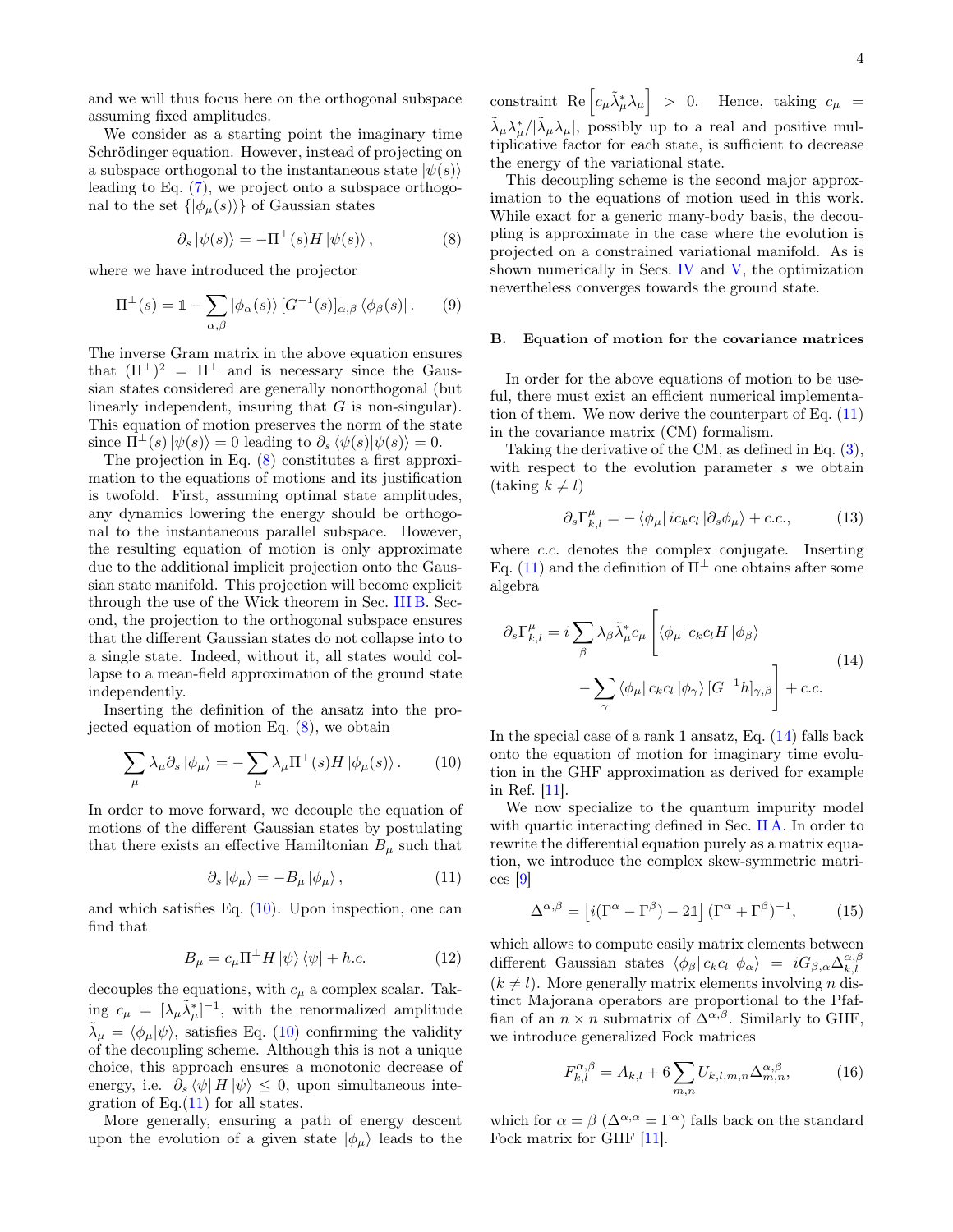and we will thus focus here on the orthogonal subspace assuming fixed amplitudes.

We consider as a starting point the imaginary time Schrödinger equation. However, instead of projecting on a subspace orthogonal to the instantaneous state $|\psi(s)\rangle$ leading to Eq. (7), we project onto a subspace orthogonal to the set $\{|\phi_\mu(s)\rangle\}$ of Gaussian states

$$\partial_s |\psi(s)\rangle = -\Pi^\perp(s) H |\psi(s)\rangle , \tag{8}$$

where we have introduced the projector

$$\Pi^\perp(s) = \mathbb{1} - \sum_{\alpha,\beta} |\phi_\alpha(s)\rangle \, [G^{-1}(s)]_{\alpha,\beta} \, \langle\phi_\beta(s)| . \tag{9}$$

The inverse Gram matrix in the above equation ensures that $(\Pi^\perp)^2 = \Pi^\perp$ and is necessary since the Gaussian states considered are generally nonorthogonal (but linearly independent, insuring that $G$ is non-singular). This equation of motion preserves the norm of the state since $\Pi^\perp(s)|\psi(s)\rangle = 0$ leading to $\partial_s \langle\psi(s)|\psi(s)\rangle = 0$.

The projection in Eq. (8) constitutes a first approximation to the equations of motions and its justification is twofold. First, assuming optimal state amplitudes, any dynamics lowering the energy should be orthogonal to the instantaneous parallel subspace. However, the resulting equation of motion is only approximate due to the additional implicit projection onto the Gaussian state manifold. This projection will become explicit through the use of the Wick theorem in Sec. III B. Second, the projection to the orthogonal subspace ensures that the different Gaussian states do not collapse into to a single state. Indeed, without it, all states would collapse to a mean-field approximation of the ground state independently.

Inserting the definition of the ansatz into the projected equation of motion Eq. (8), we obtain

$$\sum_\mu \lambda_\mu \partial_s |\phi_\mu\rangle = -\sum_\mu \lambda_\mu \Pi^\perp(s) H |\phi_\mu(s)\rangle . \tag{10}$$

In order to move forward, we decouple the equation of motions of the different Gaussian states by postulating that there exists an effective Hamiltonian $B_\mu$ such that

$$\partial_s |\phi_\mu\rangle = -B_\mu |\phi_\mu\rangle , \tag{11}$$

and which satisfies Eq. (10). Upon inspection, one can find that

$$B_\mu = c_\mu \Pi^\perp H |\psi\rangle\langle\psi| + h.c. \tag{12}$$

decouples the equations, with $c_\mu$ a complex scalar. Taking $c_\mu = [\lambda_\mu \tilde{\lambda}_\mu^*]^{-1}$, with the renormalized amplitude $\tilde{\lambda}_\mu = \langle\phi_\mu|\psi\rangle$, satisfies Eq. (10) confirming the validity of the decoupling scheme. Although this is not a unique choice, this approach ensures a monotonic decrease of energy, i.e. $\partial_s \langle\psi| H |\psi\rangle \leq 0$, upon simultaneous integration of Eq.(11) for all states.

More generally, ensuring a path of energy descent upon the evolution of a given state $|\phi_\mu\rangle$ leads to the constraint $\mathrm{Re}\left[c_\mu \tilde{\lambda}_\mu^* \lambda_\mu\right] > 0$. Hence, taking $c_\mu = \tilde{\lambda}_\mu \lambda_\mu^* / |\tilde{\lambda}_\mu \lambda_\mu|$, possibly up to a real and positive multiplicative factor for each state, is sufficient to decrease the energy of the variational state.

This decoupling scheme is the second major approximation to the equations of motion used in this work. While exact for a generic many-body basis, the decoupling is approximate in the case where the evolution is projected on a constrained variational manifold. As is shown numerically in Secs. IV and V, the optimization nevertheless converges towards the ground state.

### B. Equation of motion for the covariance matrices

In order for the above equations of motion to be useful, there must exist an efficient numerical implementation of them. We now derive the counterpart of Eq. (11) in the covariance matrix (CM) formalism.

Taking the derivative of the CM, as defined in Eq. (3), with respect to the evolution parameter $s$ we obtain (taking $k \neq l$)

$$\partial_s \Gamma^\mu_{k,l} = -\langle\phi_\mu| i c_k c_l |\partial_s \phi_\mu\rangle + c.c., \tag{13}$$

where $c.c.$ denotes the complex conjugate. Inserting Eq. (11) and the definition of $\Pi^\perp$ one obtains after some algebra

$$\partial_s \Gamma^\mu_{k,l} = i \sum_\beta \lambda_\beta \tilde{\lambda}_\mu^* c_\mu \Bigg[ \langle\phi_\mu| c_k c_l H |\phi_\beta\rangle - \sum_\gamma \langle\phi_\mu| c_k c_l |\phi_\gamma\rangle \, [G^{-1} h]_{\gamma,\beta} \Bigg] + c.c. \tag{14}$$

In the special case of a rank 1 ansatz, Eq. (14) falls back onto the equation of motion for imaginary time evolution in the GHF approximation as derived for example in Ref. [11].

We now specialize to the quantum impurity model with quartic interacting defined in Sec. II A. In order to rewrite the differential equation purely as a matrix equation, we introduce the complex skew-symmetric matrices [9]

$$\Delta^{\alpha,\beta} = \left[ i(\Gamma^\alpha - \Gamma^\beta) - 2\mathbb{1} \right] (\Gamma^\alpha + \Gamma^\beta)^{-1}, \tag{15}$$

which allows to compute easily matrix elements between different Gaussian states $\langle\phi_\beta| c_k c_l |\phi_\alpha\rangle = i G_{\beta,\alpha} \Delta^{\alpha,\beta}_{k,l}$ ($k \neq l$). More generally matrix elements involving $n$ distinct Majorana operators are proportional to the Pfaffian of an $n \times n$ submatrix of $\Delta^{\alpha,\beta}$. Similarly to GHF, we introduce generalized Fock matrices

$$F^{\alpha,\beta}_{k,l} = A_{k,l} + 6 \sum_{m,n} U_{k,l,m,n} \Delta^{\alpha,\beta}_{m,n}, \tag{16}$$

which for $\alpha = \beta$ ($\Delta^{\alpha,\alpha} = \Gamma^\alpha$) falls back on the standard Fock matrix for GHF [11].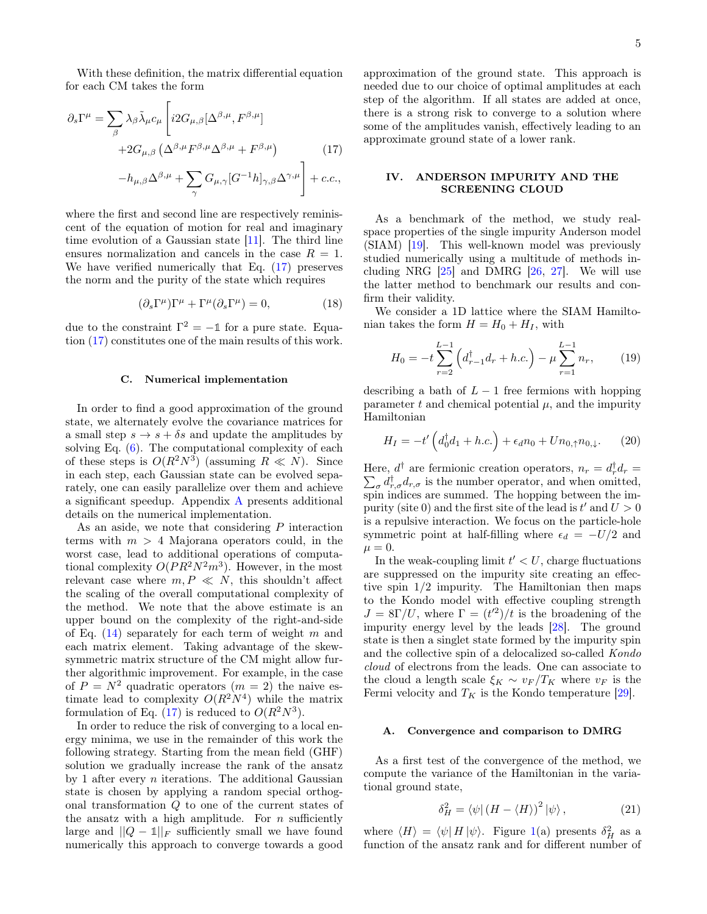With these definition, the matrix differential equation for each CM takes the form

$$
\begin{aligned}
\partial_s \Gamma^\mu = \sum_\beta \lambda_\beta \tilde{\lambda}_\mu c_\mu \Bigg[ & i2G_{\mu,\beta}[\Delta^{\beta,\mu}, F^{\beta,\mu}] \\
& + 2G_{\mu,\beta}\left(\Delta^{\beta,\mu} F^{\beta,\mu} \Delta^{\beta,\mu} + F^{\beta,\mu}\right) \\
& - h_{\mu,\beta}\Delta^{\beta,\mu} + \sum_\gamma G_{\mu,\gamma}[G^{-1}h]_{\gamma,\beta}\Delta^{\gamma,\mu} \Bigg] + c.c.,
\end{aligned} \tag{17}
$$

where the first and second line are respectively reminiscent of the equation of motion for real and imaginary time evolution of a Gaussian state [11]. The third line ensures normalization and cancels in the case $R = 1$. We have verified numerically that Eq. (17) preserves the norm and the purity of the state which requires

$$
(\partial_s \Gamma^\mu)\Gamma^\mu + \Gamma^\mu(\partial_s \Gamma^\mu) = 0, \tag{18}
$$

due to the constraint $\Gamma^2 = -\mathbb{1}$ for a pure state. Equation (17) constitutes one of the main results of this work.

### C. Numerical implementation

In order to find a good approximation of the ground state, we alternately evolve the covariance matrices for a small step $s \to s + \delta s$ and update the amplitudes by solving Eq. (6). The computational complexity of each of these steps is $O(R^2 N^3)$ (assuming $R \ll N$). Since in each step, each Gaussian state can be evolved separately, one can easily parallelize over them and achieve a significant speedup. Appendix A presents additional details on the numerical implementation.

As an aside, we note that considering $P$ interaction terms with $m > 4$ Majorana operators could, in the worst case, lead to additional operations of computational complexity $O(PR^2N^2m^3)$. However, in the most relevant case where $m, P \ll N$, this shouldn't affect the scaling of the overall computational complexity of the method. We note that the above estimate is an upper bound on the complexity of the right-and-side of Eq. (14) separately for each term of weight $m$ and each matrix element. Taking advantage of the skew-symmetric matrix structure of the CM might allow further algorithmic improvement. For example, in the case of $P = N^2$ quadratic operators ($m = 2$) the naive estimate lead to complexity $O(R^2N^4)$ while the matrix formulation of Eq. (17) is reduced to $O(R^2N^3)$.

In order to reduce the risk of converging to a local energy minima, we use in the remainder of this work the following strategy. Starting from the mean field (GHF) solution we gradually increase the rank of the ansatz by 1 after every $n$ iterations. The additional Gaussian state is chosen by applying a random special orthogonal transformation $Q$ to one of the current states of the ansatz with a high amplitude. For $n$ sufficiently large and $||Q - \mathbb{1}||_F$ sufficiently small we have found numerically this approach to converge towards a good approximation of the ground state. This approach is needed due to our choice of optimal amplitudes at each step of the algorithm. If all states are added at once, there is a strong risk to converge to a solution where some of the amplitudes vanish, effectively leading to an approximate ground state of a lower rank.

## IV. ANDERSON IMPURITY AND THE SCREENING CLOUD

As a benchmark of the method, we study real-space properties of the single impurity Anderson model (SIAM) [19]. This well-known model was previously studied numerically using a multitude of methods including NRG [25] and DMRG [26, 27]. We will use the latter method to benchmark our results and confirm their validity.

We consider a 1D lattice where the SIAM Hamiltonian takes the form $H = H_0 + H_I$, with

$$
H_0 = -t \sum_{r=2}^{L-1} \left( d_{r-1}^\dagger d_r + h.c. \right) - \mu \sum_{r=1}^{L-1} n_r, \tag{19}
$$

describing a bath of $L - 1$ free fermions with hopping parameter $t$ and chemical potential $\mu$, and the impurity Hamiltonian

$$
H_I = -t' \left( d_0^\dagger d_1 + h.c. \right) + \epsilon_d n_0 + U n_{0,\uparrow} n_{0,\downarrow}. \tag{20}
$$

Here, $d^\dagger$ are fermionic creation operators, $n_r = d_r^\dagger d_r = \sum_\sigma d_{r,\sigma}^\dagger d_{r,\sigma}$ is the number operator, and when omitted, spin indices are summed. The hopping between the impurity (site 0) and the first site of the lead is $t'$ and $U > 0$ is a repulsive interaction. We focus on the particle-hole symmetric point at half-filling where $\epsilon_d = -U/2$ and $\mu = 0$.

In the weak-coupling limit $t' < U$, charge fluctuations are suppressed on the impurity site creating an effective spin 1/2 impurity. The Hamiltonian then maps to the Kondo model with effective coupling strength $J = 8\Gamma/U$, where $\Gamma = (t'^2)/t$ is the broadening of the impurity energy level by the leads [28]. The ground state is then a singlet state formed by the impurity spin and the collective spin of a delocalized so-called *Kondo cloud* of electrons from the leads. One can associate to the cloud a length scale $\xi_K \sim v_F/T_K$ where $v_F$ is the Fermi velocity and $T_K$ is the Kondo temperature [29].

### A. Convergence and comparison to DMRG

As a first test of the convergence of the method, we compute the variance of the Hamiltonian in the variational ground state,

$$
\delta_H^2 = \langle\psi| \left(H - \langle H\rangle\right)^2 |\psi\rangle, \tag{21}
$$

where $\langle H\rangle = \langle\psi| H |\psi\rangle$. Figure 1(a) presents $\delta_H^2$ as a function of the ansatz rank and for different number of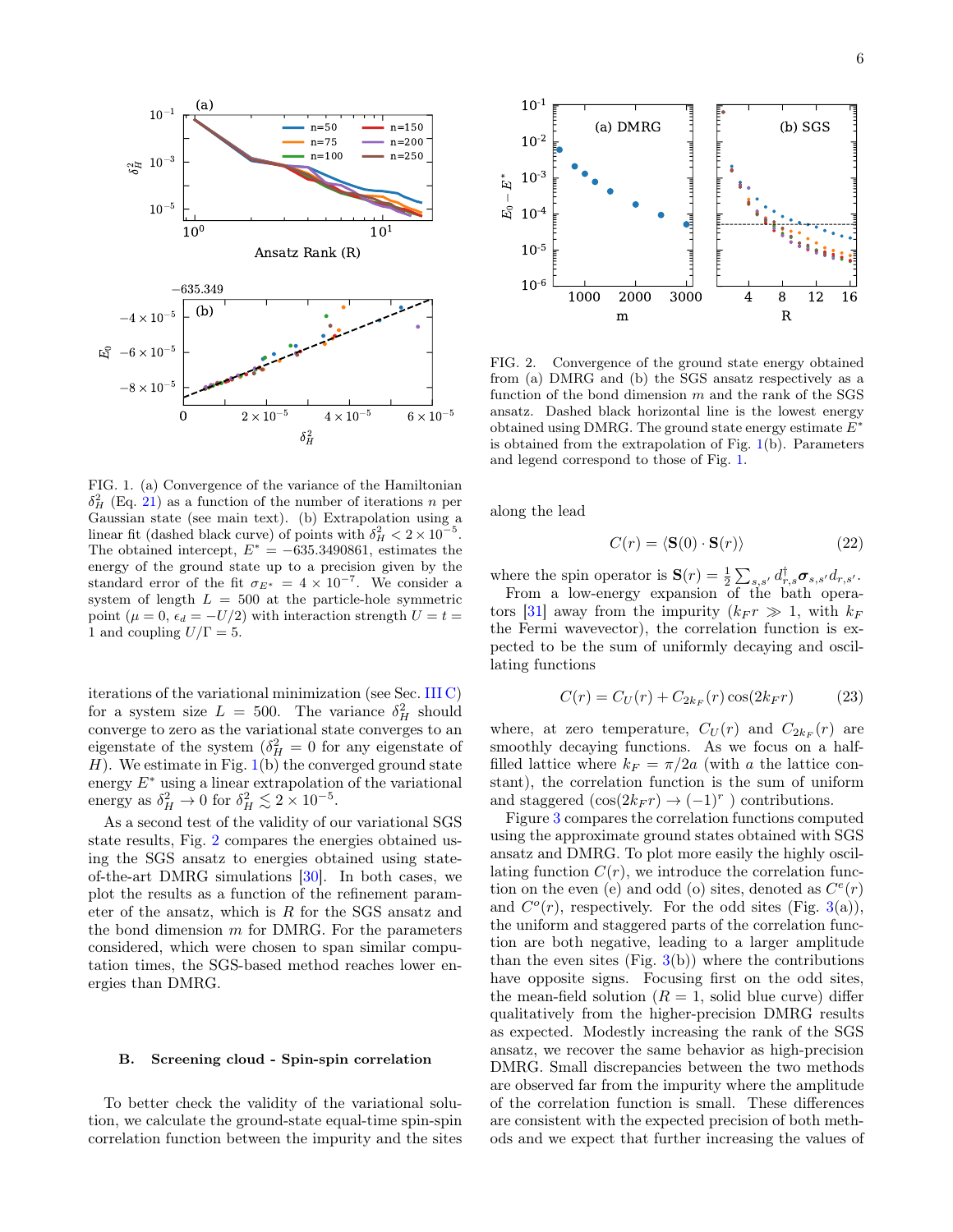FIG. 1. (a) Convergence of the variance of the Hamiltonian $\delta_H^2$ (Eq. 21) as a function of the number of iterations $n$ per Gaussian state (see main text). (b) Extrapolation using a linear fit (dashed black curve) of points with $\delta_H^2 < 2 \times 10^{-5}$. The obtained intercept, $E^* = -635.3490861$, estimates the energy of the ground state up to a precision given by the standard error of the fit $\sigma_{E^*} = 4 \times 10^{-7}$. We consider a system of length $L = 500$ at the particle-hole symmetric point ($\mu = 0$, $\epsilon_d = -U/2$) with interaction strength $U = t = 1$ and coupling $U/\Gamma = 5$.

iterations of the variational minimization (see Sec. III C) for a system size $L = 500$. The variance $\delta_H^2$ should converge to zero as the variational state converges to an eigenstate of the system ($\delta_H^2 = 0$ for any eigenstate of $H$). We estimate in Fig. 1(b) the converged ground state energy $E^*$ using a linear extrapolation of the variational energy as $\delta_H^2 \to 0$ for $\delta_H^2 \lesssim 2 \times 10^{-5}$.

As a second test of the validity of our variational SGS state results, Fig. 2 compares the energies obtained using the SGS ansatz to energies obtained using state-of-the-art DMRG simulations [30]. In both cases, we plot the results as a function of the refinement parameter of the ansatz, which is $R$ for the SGS ansatz and the bond dimension $m$ for DMRG. For the parameters considered, which were chosen to span similar computation times, the SGS-based method reaches lower energies than DMRG.

### B. Screening cloud - Spin-spin correlation

To better check the validity of the variational solution, we calculate the ground-state equal-time spin-spin correlation function between the impurity and the sites

FIG. 2. Convergence of the ground state energy obtained from (a) DMRG and (b) the SGS ansatz respectively as a function of the bond dimension $m$ and the rank of the SGS ansatz. Dashed black horizontal line is the lowest energy obtained using DMRG. The ground state energy estimate $E^*$ is obtained from the extrapolation of Fig. 1(b). Parameters and legend correspond to those of Fig. 1.

along the lead

$$C(r) = \langle \mathbf{S}(0) \cdot \mathbf{S}(r) \rangle \tag{22}$$

where the spin operator is $\mathbf{S}(r) = \frac{1}{2} \sum_{s,s'} d_{r,s}^\dagger \boldsymbol{\sigma}_{s,s'} d_{r,s'}$.

From a low-energy expansion of the bath operators [31] away from the impurity ($k_F r \gg 1$, with $k_F$ the Fermi wavevector), the correlation function is expected to be the sum of uniformly decaying and oscillating functions

$$C(r) = C_U(r) + C_{2k_F}(r) \cos(2k_F r) \tag{23}$$

where, at zero temperature, $C_U(r)$ and $C_{2k_F}(r)$ are smoothly decaying functions. As we focus on a half-filled lattice where $k_F = \pi/2a$ (with $a$ the lattice constant), the correlation function is the sum of uniform and staggered ($\cos(2k_F r) \to (-1)^r$ ) contributions.

Figure 3 compares the correlation functions computed using the approximate ground states obtained with SGS ansatz and DMRG. To plot more easily the highly oscillating function $C(r)$, we introduce the correlation function on the even (e) and odd (o) sites, denoted as $C^e(r)$ and $C^o(r)$, respectively. For the odd sites (Fig. 3(a)), the uniform and staggered parts of the correlation function are both negative, leading to a larger amplitude than the even sites (Fig. 3(b)) where the contributions have opposite signs. Focusing first on the odd sites, the mean-field solution ($R = 1$, solid blue curve) differ qualitatively from the higher-precision DMRG results as expected. Modestly increasing the rank of the SGS ansatz, we recover the same behavior as high-precision DMRG. Small discrepancies between the two methods are observed far from the impurity where the amplitude of the correlation function is small. These differences are consistent with the expected precision of both methods and we expect that further increasing the values of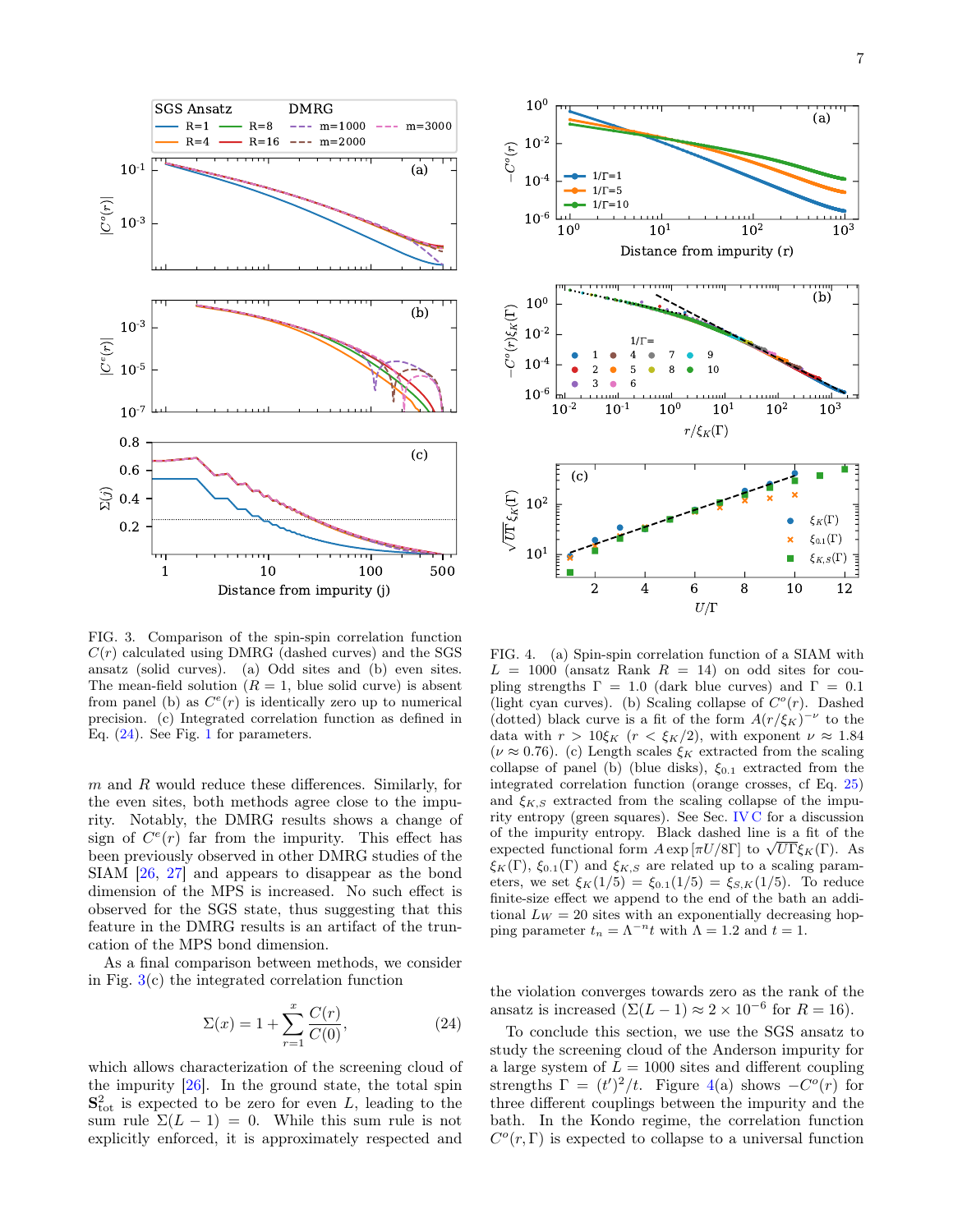FIG. 3. Comparison of the spin-spin correlation function $C(r)$ calculated using DMRG (dashed curves) and the SGS ansatz (solid curves). (a) Odd sites and (b) even sites. The mean-field solution ($R = 1$, blue solid curve) is absent from panel (b) as $C^e(r)$ is identically zero up to numerical precision. (c) Integrated correlation function as defined in Eq. (24). See Fig. 1 for parameters.

$m$ and $R$ would reduce these differences. Similarly, for the even sites, both methods agree close to the impurity. Notably, the DMRG results shows a change of sign of $C^e(r)$ far from the impurity. This effect has been previously observed in other DMRG studies of the SIAM [26, 27] and appears to disappear as the bond dimension of the MPS is increased. No such effect is observed for the SGS state, thus suggesting that this feature in the DMRG results is an artifact of the truncation of the MPS bond dimension.

As a final comparison between methods, we consider in Fig. 3(c) the integrated correlation function

$$\Sigma(x) = 1 + \sum_{r=1}^{x} \frac{C(r)}{C(0)}, \tag{24}$$

which allows characterization of the screening cloud of the impurity [26]. In the ground state, the total spin $\mathbf{S}^2_{\text{tot}}$ is expected to be zero for even $L$, leading to the sum rule $\Sigma(L-1) = 0$. While this sum rule is not explicitly enforced, it is approximately respected and the violation converges towards zero as the rank of the ansatz is increased ($\Sigma(L-1) \approx 2 \times 10^{-6}$ for $R = 16$).

FIG. 4. (a) Spin-spin correlation function of a SIAM with $L = 1000$ (ansatz Rank $R = 14$) on odd sites for coupling strengths $\Gamma = 1.0$ (dark blue curves) and $\Gamma = 0.1$ (light cyan curves). (b) Scaling collapse of $C^o(r)$. Dashed (dotted) black curve is a fit of the form $A(r/\xi_K)^{-\nu}$ to the data with $r > 10\xi_K$ ($r < \xi_K/2$), with exponent $\nu \approx 1.84$ ($\nu \approx 0.76$). (c) Length scales $\xi_K$ extracted from the scaling collapse of panel (b) (blue disks), $\xi_{0.1}$ extracted from the integrated correlation function (orange crosses, cf Eq. 25) and $\xi_{K,S}$ extracted from the scaling collapse of the impurity entropy (green squares). See Sec. IV C for a discussion of the impurity entropy. Black dashed line is a fit of the expected functional form $A \exp\left[\pi U/8\Gamma\right]$ to $\sqrt{U\Gamma}\xi_K(\Gamma)$. As $\xi_K(\Gamma)$, $\xi_{0.1}(\Gamma)$ and $\xi_{K,S}$ are related up to a scaling parameters, we set $\xi_K(1/5) = \xi_{0.1}(1/5) = \xi_{S,K}(1/5)$. To reduce finite-size effect we append to the end of the bath an additional $L_W = 20$ sites with an exponentially decreasing hopping parameter $t_n = \Lambda^{-n}t$ with $\Lambda = 1.2$ and $t = 1$.

To conclude this section, we use the SGS ansatz to study the screening cloud of the Anderson impurity for a large system of $L = 1000$ sites and different coupling strengths $\Gamma = (t')^2/t$. Figure 4(a) shows $-C^o(r)$ for three different couplings between the impurity and the bath. In the Kondo regime, the correlation function $C^o(r, \Gamma)$ is expected to collapse to a universal function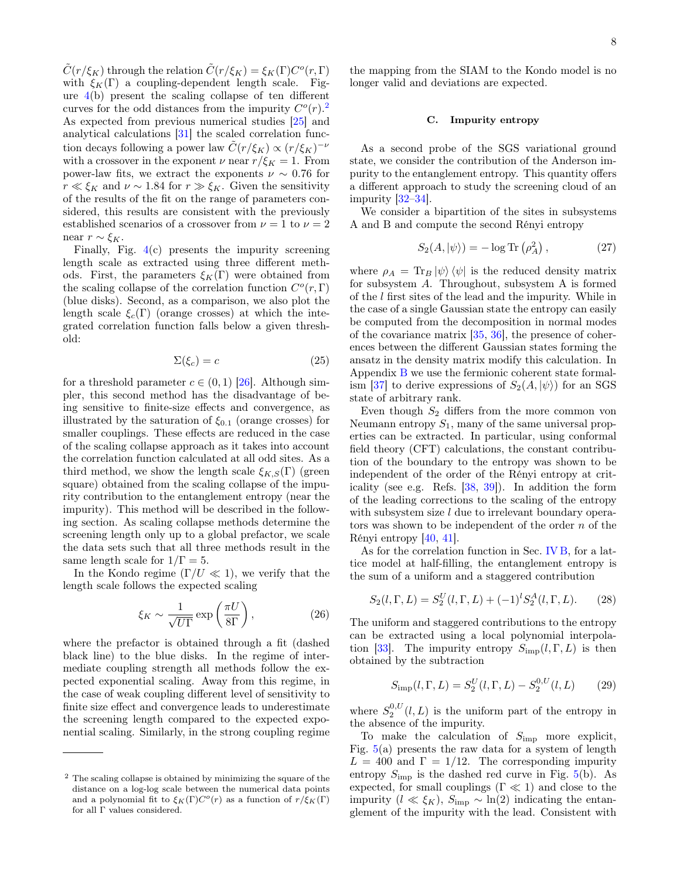$\tilde{C}(r/\xi_K)$ through the relation $\tilde{C}(r/\xi_K) = \xi_K(\Gamma)C^o(r,\Gamma)$ with $\xi_K(\Gamma)$ a coupling-dependent length scale. Figure 4(b) present the scaling collapse of ten different curves for the odd distances from the impurity $C^o(r)$.[2] As expected from previous numerical studies [25] and analytical calculations [31] the scaled correlation function decays following a power law $\tilde{C}(r/\xi_K) \propto (r/\xi_K)^{-\nu}$ with a crossover in the exponent $\nu$ near $r/\xi_K = 1$. From power-law fits, we extract the exponents $\nu \sim 0.76$ for $r \ll \xi_K$ and $\nu \sim 1.84$ for $r \gg \xi_K$. Given the sensitivity of the results of the fit on the range of parameters considered, this results are consistent with the previously established scenarios of a crossover from $\nu = 1$ to $\nu = 2$ near $r \sim \xi_K$.

Finally, Fig. 4(c) presents the impurity screening length scale as extracted using three different methods. First, the parameters $\xi_K(\Gamma)$ were obtained from the scaling collapse of the correlation function $C^o(r,\Gamma)$ (blue disks). Second, as a comparison, we also plot the length scale $\xi_c(\Gamma)$ (orange crosses) at which the integrated correlation function falls below a given threshold:

$$\Sigma(\xi_c) = c \tag{25}$$

for a threshold parameter $c \in (0,1)$ [26]. Although simpler, this second method has the disadvantage of being sensitive to finite-size effects and convergence, as illustrated by the saturation of $\xi_{0.1}$ (orange crosses) for smaller couplings. These effects are reduced in the case of the scaling collapse approach as it takes into account the correlation function calculated at all odd sites. As a third method, we show the length scale $\xi_{K,S}(\Gamma)$ (green square) obtained from the scaling collapse of the impurity contribution to the entanglement entropy (near the impurity). This method will be described in the following section. As scaling collapse methods determine the screening length only up to a global prefactor, we scale the data sets such that all three methods result in the same length scale for $1/\Gamma = 5$.

In the Kondo regime ($\Gamma/U \ll 1$), we verify that the length scale follows the expected scaling

$$\xi_K \sim \frac{1}{\sqrt{U\Gamma}} \exp\left(\frac{\pi U}{8\Gamma}\right), \tag{26}$$

where the prefactor is obtained through a fit (dashed black line) to the blue disks. In the regime of intermediate coupling strength all methods follow the expected exponential scaling. Away from this regime, in the case of weak coupling different level of sensitivity to finite size effect and convergence leads to underestimate the screening length compared to the expected exponential scaling. Similarly, in the strong coupling regime the mapping from the SIAM to the Kondo model is no longer valid and deviations are expected.

### C. Impurity entropy

As a second probe of the SGS variational ground state, we consider the contribution of the Anderson impurity to the entanglement entropy. This quantity offers a different approach to study the screening cloud of an impurity [32–34].

We consider a bipartition of the sites in subsystems A and B and compute the second Rényi entropy

$$S_2(A, |\psi\rangle) = -\log \mathrm{Tr}\left(\rho_A^2\right), \tag{27}$$

where $\rho_A = \mathrm{Tr}_B |\psi\rangle\langle\psi|$ is the reduced density matrix for subsystem $A$. Throughout, subsystem A is formed of the $l$ first sites of the lead and the impurity. While in the case of a single Gaussian state the entropy can easily be computed from the decomposition in normal modes of the covariance matrix [35, 36], the presence of coherences between the different Gaussian states forming the ansatz in the density matrix modify this calculation. In Appendix B we use the fermionic coherent state formalism [37] to derive expressions of $S_2(A, |\psi\rangle)$ for an SGS state of arbitrary rank.

Even though $S_2$ differs from the more common von Neumann entropy $S_1$, many of the same universal properties can be extracted. In particular, using conformal field theory (CFT) calculations, the constant contribution of the boundary to the entropy was shown to be independent of the order of the Rényi entropy at criticality (see e.g. Refs. [38, 39]). In addition the form of the leading corrections to the scaling of the entropy with subsystem size $l$ due to irrelevant boundary operators was shown to be independent of the order $n$ of the Rényi entropy [40, 41].

As for the correlation function in Sec. IV B, for a lattice model at half-filling, the entanglement entropy is the sum of a uniform and a staggered contribution

$$S_2(l,\Gamma,L) = S_2^U(l,\Gamma,L) + (-1)^l S_2^A(l,\Gamma,L). \tag{28}$$

The uniform and staggered contributions to the entropy can be extracted using a local polynomial interpolation [33]. The impurity entropy $S_{\mathrm{imp}}(l,\Gamma,L)$ is then obtained by the subtraction

$$S_{\mathrm{imp}}(l,\Gamma,L) = S_2^U(l,\Gamma,L) - S_2^{0,U}(l,L) \tag{29}$$

where $S_2^{0,U}(l,L)$ is the uniform part of the entropy in the absence of the impurity.

To make the calculation of $S_{\mathrm{imp}}$ more explicit, Fig. 5(a) presents the raw data for a system of length $L = 400$ and $\Gamma = 1/12$. The corresponding impurity entropy $S_{\mathrm{imp}}$ is the dashed red curve in Fig. 5(b). As expected, for small couplings ($\Gamma \ll 1$) and close to the impurity ($l \ll \xi_K$), $S_{\mathrm{imp}} \sim \ln(2)$ indicating the entanglement of the impurity with the lead. Consistent with

[2] The scaling collapse is obtained by minimizing the square of the distance on a log-log scale between the numerical data points and a polynomial fit to $\xi_K(\Gamma)C^o(r)$ as a function of $r/\xi_K(\Gamma)$ for all $\Gamma$ values considered.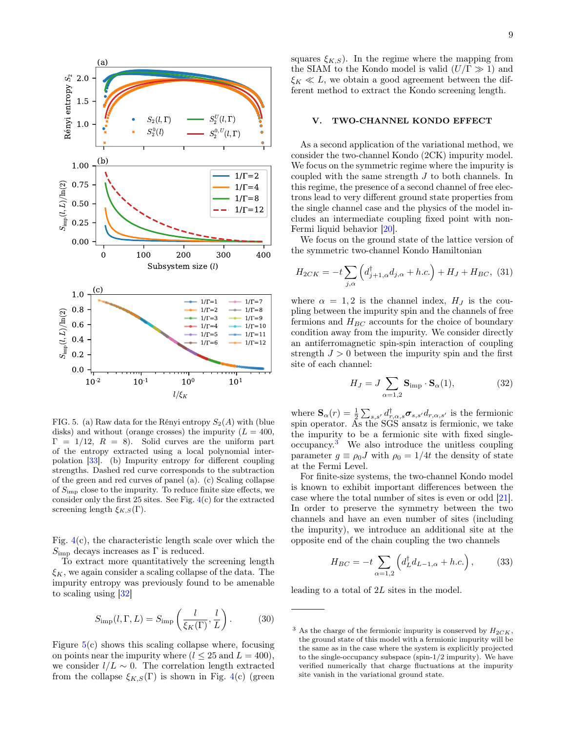FIG. 5. (a) Raw data for the Rényi entropy $S_2(A)$ with (blue disks) and without (orange crosses) the impurity ($L = 400$, $\Gamma = 1/12$, $R = 8$). Solid curves are the uniform part of the entropy extracted using a local polynomial interpolation [33]. (b) Impurity entropy for different coupling strengths. Dashed red curve corresponds to the subtraction of the green and red curves of panel (a). (c) Scaling collapse of $S_{\rm imp}$ close to the impurity. To reduce finite size effects, we consider only the first 25 sites. See Fig. 4(c) for the extracted screening length $\xi_{K,S}(\Gamma)$.

Fig. 4(c), the characteristic length scale over which the $S_{\rm imp}$ decays increases as $\Gamma$ is reduced.

To extract more quantitatively the screening length $\xi_K$, we again consider a scaling collapse of the data. The impurity entropy was previously found to be amenable to scaling using [32]

$$S_{\rm imp}(l, \Gamma, L) = S_{\rm imp}\left(\frac{l}{\xi_K(\Gamma)}, \frac{l}{L}\right). \tag{30}$$

Figure 5(c) shows this scaling collapse where, focusing on points near the impurity where ($l \leq 25$ and $L = 400$), we consider $l/L \sim 0$. The correlation length extracted from the collapse $\xi_{K,S}(\Gamma)$ is shown in Fig. 4(c) (green squares $\xi_{K,S}$). In the regime where the mapping from the SIAM to the Kondo model is valid ($U/\Gamma \gg 1$) and $\xi_K \ll L$, we obtain a good agreement between the different method to extract the Kondo screening length.

## V. TWO-CHANNEL KONDO EFFECT

As a second application of the variational method, we consider the two-channel Kondo (2CK) impurity model. We focus on the symmetric regime where the impurity is coupled with the same strength $J$ to both channels. In this regime, the presence of a second channel of free electrons lead to very different ground state properties from the single channel case and the physics of the model includes an intermediate coupling fixed point with non-Fermi liquid behavior [20].

We focus on the ground state of the lattice version of the symmetric two-channel Kondo Hamiltonian

$$H_{2CK} = -t\sum_{j,\alpha}\left(d^\dagger_{j+1,\alpha}d_{j,\alpha} + h.c.\right) + H_J + H_{BC}, \tag{31}$$

where $\alpha = 1, 2$ is the channel index, $H_J$ is the coupling between the impurity spin and the channels of free fermions and $H_{BC}$ accounts for the choice of boundary condition away from the impurity. We consider directly an antiferromagnetic spin-spin interaction of coupling strength $J > 0$ between the impurity spin and the first site of each channel:

$$H_J = J\sum_{\alpha=1,2}\mathbf{S}_{\rm imp}\cdot\mathbf{S}_\alpha(1), \tag{32}$$

where $\mathbf{S}_\alpha(r) = \frac{1}{2}\sum_{s,s'} d^\dagger_{r,\alpha,s}\boldsymbol{\sigma}_{s,s'}d_{r,\alpha,s'}$ is the fermionic spin operator. As the SGS ansatz is fermionic, we take the impurity to be a fermionic site with fixed single-occupancy.[3] We also introduce the unitless coupling parameter $g \equiv \rho_0 J$ with $\rho_0 = 1/4t$ the density of state at the Fermi Level.

For finite-size systems, the two-channel Kondo model is known to exhibit important differences between the case where the total number of sites is even or odd [21]. In order to preserve the symmetry between the two channels and have an even number of sites (including the impurity), we introduce an additional site at the opposite end of the chain coupling the two channels

$$H_{BC} = -t\sum_{\alpha=1,2}\left(d^\dagger_L d_{L-1,\alpha} + h.c.\right), \tag{33}$$

leading to a total of $2L$ sites in the model.

---

[3] As the charge of the fermionic impurity is conserved by $H_{2CK}$, the ground state of this model with a fermionic impurity will be the same as in the case where the system is explicitly projected to the single-occupancy subspace (spin-1/2 impurity). We have verified numerically that charge fluctuations at the impurity site vanish in the variational ground state.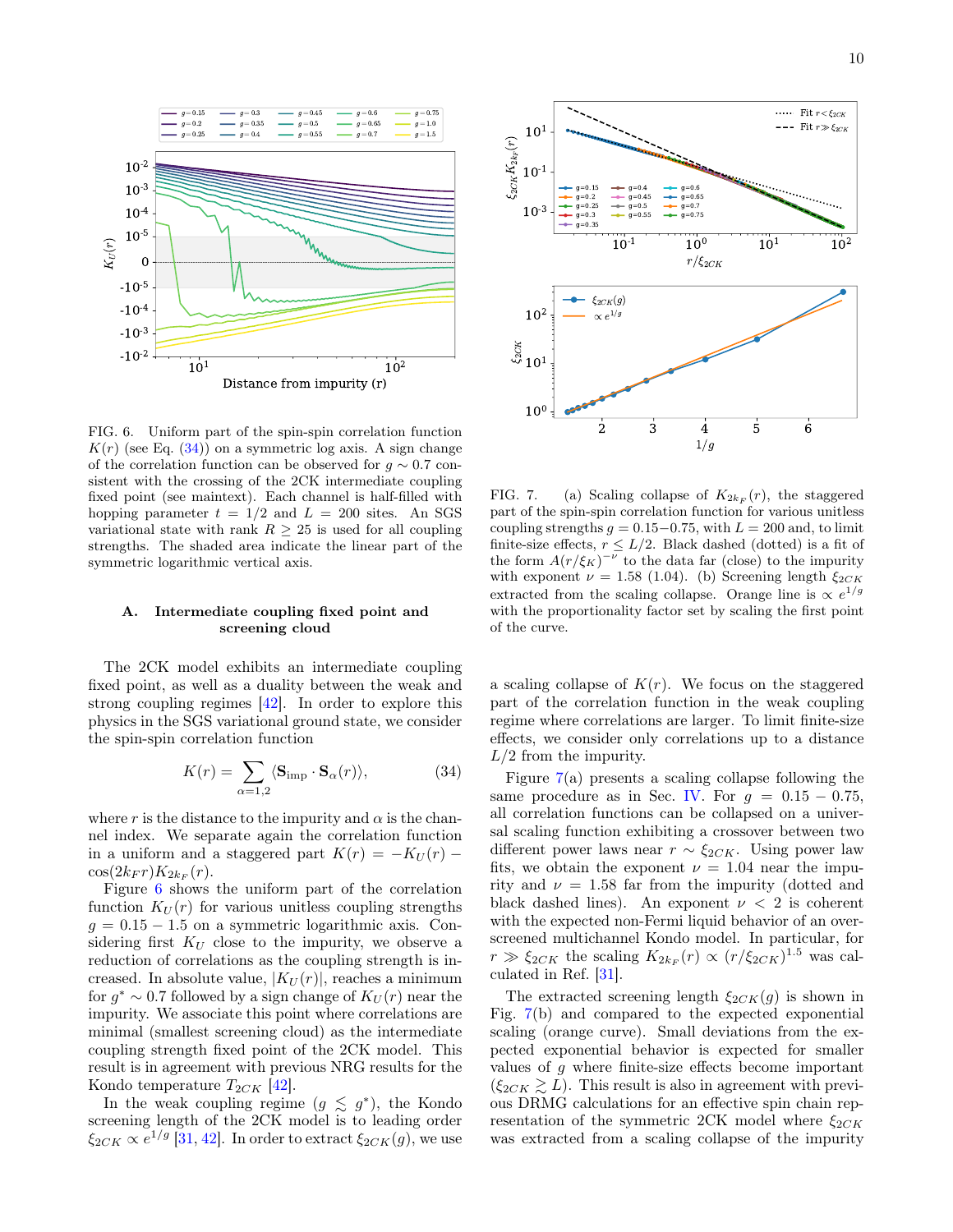FIG. 6. Uniform part of the spin-spin correlation function $K(r)$ (see Eq. (34)) on a symmetric log axis. A sign change of the correlation function can be observed for $g \sim 0.7$ consistent with the crossing of the 2CK intermediate coupling fixed point (see maintext). Each channel is half-filled with hopping parameter $t = 1/2$ and $L = 200$ sites. An SGS variational state with rank $R \geq 25$ is used for all coupling strengths. The shaded area indicate the linear part of the symmetric logarithmic vertical axis.

FIG. 7. (a) Scaling collapse of $K_{2k_F}(r)$, the staggered part of the spin-spin correlation function for various unitless coupling strengths $g = 0.15-0.75$, with $L = 200$ and, to limit finite-size effects, $r \leq L/2$. Black dashed (dotted) is a fit of the form $A(r/\xi_K)^{-\nu}$ to the data far (close) to the impurity with exponent $\nu = 1.58$ (1.04). (b) Screening length $\xi_{2CK}$ extracted from the scaling collapse. Orange line is $\propto e^{1/g}$ with the proportionality factor set by scaling the first point of the curve.

### A. Intermediate coupling fixed point and screening cloud

The 2CK model exhibits an intermediate coupling fixed point, as well as a duality between the weak and strong coupling regimes [42]. In order to explore this physics in the SGS variational ground state, we consider the spin-spin correlation function

$$K(r) = \sum_{\alpha=1,2} \langle \mathbf{S}_{\rm imp} \cdot \mathbf{S}_\alpha(r) \rangle, \tag{34}$$

where $r$ is the distance to the impurity and $\alpha$ is the channel index. We separate again the correlation function in a uniform and a staggered part $K(r) = -K_U(r) - \cos(2k_F r) K_{2k_F}(r)$.

Figure 6 shows the uniform part of the correlation function $K_U(r)$ for various unitless coupling strengths $g = 0.15 - 1.5$ on a symmetric logarithmic axis. Considering first $K_U$ close to the impurity, we observe a reduction of correlations as the coupling strength is increased. In absolute value, $|K_U(r)|$, reaches a minimum for $g^* \sim 0.7$ followed by a sign change of $K_U(r)$ near the impurity. We associate this point where correlations are minimal (smallest screening cloud) as the intermediate coupling strength fixed point of the 2CK model. This result is in agreement with previous NRG results for the Kondo temperature $T_{2CK}$ [42].

In the weak coupling regime ($g \lesssim g^*$), the Kondo screening length of the 2CK model is to leading order $\xi_{2CK} \propto e^{1/g}$ [31, 42]. In order to extract $\xi_{2CK}(g)$, we use a scaling collapse of $K(r)$. We focus on the staggered part of the correlation function in the weak coupling regime where correlations are larger. To limit finite-size effects, we consider only correlations up to a distance $L/2$ from the impurity.

Figure 7(a) presents a scaling collapse following the same procedure as in Sec. IV. For $g = 0.15 - 0.75$, all correlation functions can be collapsed on a universal scaling function exhibiting a crossover between two different power laws near $r \sim \xi_{2CK}$. Using power law fits, we obtain the exponent $\nu = 1.04$ near the impurity and $\nu = 1.58$ far from the impurity (dotted and black dashed lines). An exponent $\nu < 2$ is coherent with the expected non-Fermi liquid behavior of an overscreened multichannel Kondo model. In particular, for $r \gg \xi_{2CK}$ the scaling $K_{2k_F}(r) \propto (r/\xi_{2CK})^{1.5}$ was calculated in Ref. [31].

The extracted screening length $\xi_{2CK}(g)$ is shown in Fig. 7(b) and compared to the expected exponential scaling (orange curve). Small deviations from the expected exponential behavior is expected for smaller values of $g$ where finite-size effects become important ($\xi_{2CK} \gtrsim L$). This result is also in agreement with previous DRMG calculations for an effective spin chain representation of the symmetric 2CK model where $\xi_{2CK}$ was extracted from a scaling collapse of the impurity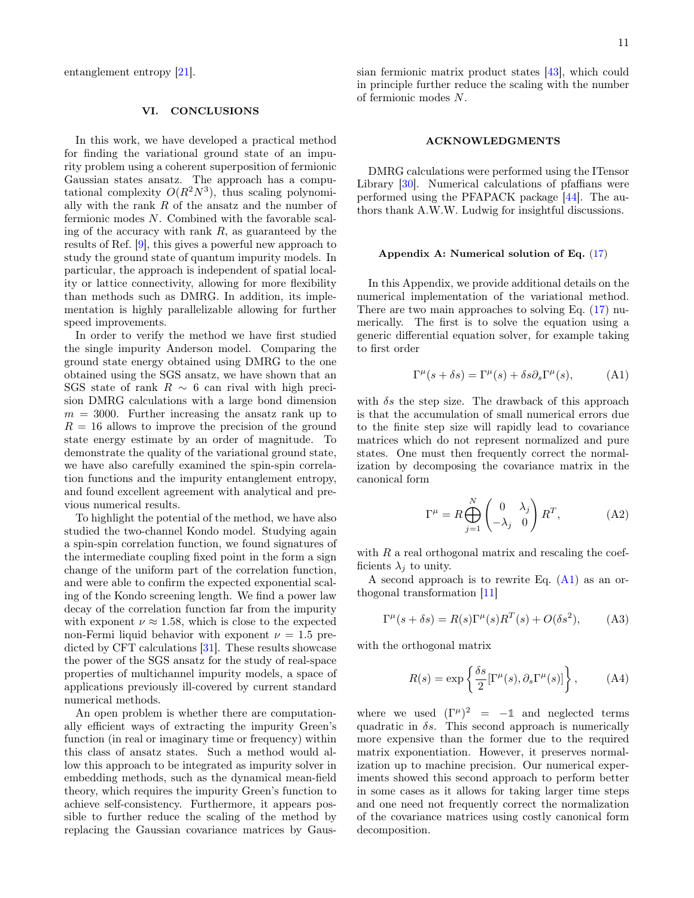entanglement entropy [21].

## VI. CONCLUSIONS

In this work, we have developed a practical method for finding the variational ground state of an impurity problem using a coherent superposition of fermionic Gaussian states ansatz. The approach has a computational complexity $O(R^2N^3)$, thus scaling polynomially with the rank $R$ of the ansatz and the number of fermionic modes $N$. Combined with the favorable scaling of the accuracy with rank $R$, as guaranteed by the results of Ref. [9], this gives a powerful new approach to study the ground state of quantum impurity models. In particular, the approach is independent of spatial locality or lattice connectivity, allowing for more flexibility than methods such as DMRG. In addition, its implementation is highly parallelizable allowing for further speed improvements.

In order to verify the method we have first studied the single impurity Anderson model. Comparing the ground state energy obtained using DMRG to the one obtained using the SGS ansatz, we have shown that an SGS state of rank $R \sim 6$ can rival with high precision DMRG calculations with a large bond dimension $m = 3000$. Further increasing the ansatz rank up to $R = 16$ allows to improve the precision of the ground state energy estimate by an order of magnitude. To demonstrate the quality of the variational ground state, we have also carefully examined the spin-spin correlation functions and the impurity entanglement entropy, and found excellent agreement with analytical and previous numerical results.

To highlight the potential of the method, we have also studied the two-channel Kondo model. Studying again a spin-spin correlation function, we found signatures of the intermediate coupling fixed point in the form a sign change of the uniform part of the correlation function, and were able to confirm the expected exponential scaling of the Kondo screening length. We find a power law decay of the correlation function far from the impurity with exponent $\nu \approx 1.58$, which is close to the expected non-Fermi liquid behavior with exponent $\nu = 1.5$ predicted by CFT calculations [31]. These results showcase the power of the SGS ansatz for the study of real-space properties of multichannel impurity models, a space of applications previously ill-covered by current standard numerical methods.

An open problem is whether there are computationally efficient ways of extracting the impurity Green's function (in real or imaginary time or frequency) within this class of ansatz states. Such a method would allow this approach to be integrated as impurity solver in embedding methods, such as the dynamical mean-field theory, which requires the impurity Green's function to achieve self-consistency. Furthermore, it appears possible to further reduce the scaling of the method by replacing the Gaussian covariance matrices by Gaussian fermionic matrix product states [43], which could in principle further reduce the scaling with the number of fermionic modes $N$.

## ACKNOWLEDGMENTS

DMRG calculations were performed using the ITensor Library [30]. Numerical calculations of pfaffians were performed using the PFAPACK package [44]. The authors thank A.W.W. Ludwig for insightful discussions.

### Appendix A: Numerical solution of Eq. (17)

In this Appendix, we provide additional details on the numerical implementation of the variational method. There are two main approaches to solving Eq. (17) numerically. The first is to solve the equation using a generic differential equation solver, for example taking to first order

$$\Gamma^\mu(s + \delta s) = \Gamma^\mu(s) + \delta s \partial_s \Gamma^\mu(s), \tag{A1}$$

with $\delta s$ the step size. The drawback of this approach is that the accumulation of small numerical errors due to the finite step size will rapidly lead to covariance matrices which do not represent normalized and pure states. One must then frequently correct the normalization by decomposing the covariance matrix in the canonical form

$$\Gamma^\mu = R \bigoplus_{j=1}^{N} \begin{pmatrix} 0 & \lambda_j \\ -\lambda_j & 0 \end{pmatrix} R^T, \tag{A2}$$

with $R$ a real orthogonal matrix and rescaling the coefficients $\lambda_j$ to unity.

A second approach is to rewrite Eq. (A1) as an orthogonal transformation [11]

$$\Gamma^\mu(s + \delta s) = R(s)\Gamma^\mu(s)R^T(s) + O(\delta s^2), \tag{A3}$$

with the orthogonal matrix

$$R(s) = \exp\left\{ \frac{\delta s}{2} [\Gamma^\mu(s), \partial_s \Gamma^\mu(s)] \right\}, \tag{A4}$$

where we used $(\Gamma^\mu)^2 = -\mathbb{1}$ and neglected terms quadratic in $\delta s$. This second approach is numerically more expensive than the former due to the required matrix exponentiation. However, it preserves normalization up to machine precision. Our numerical experiments showed this second approach to perform better in some cases as it allows for taking larger time steps and one need not frequently correct the normalization of the covariance matrices using costly canonical form decomposition.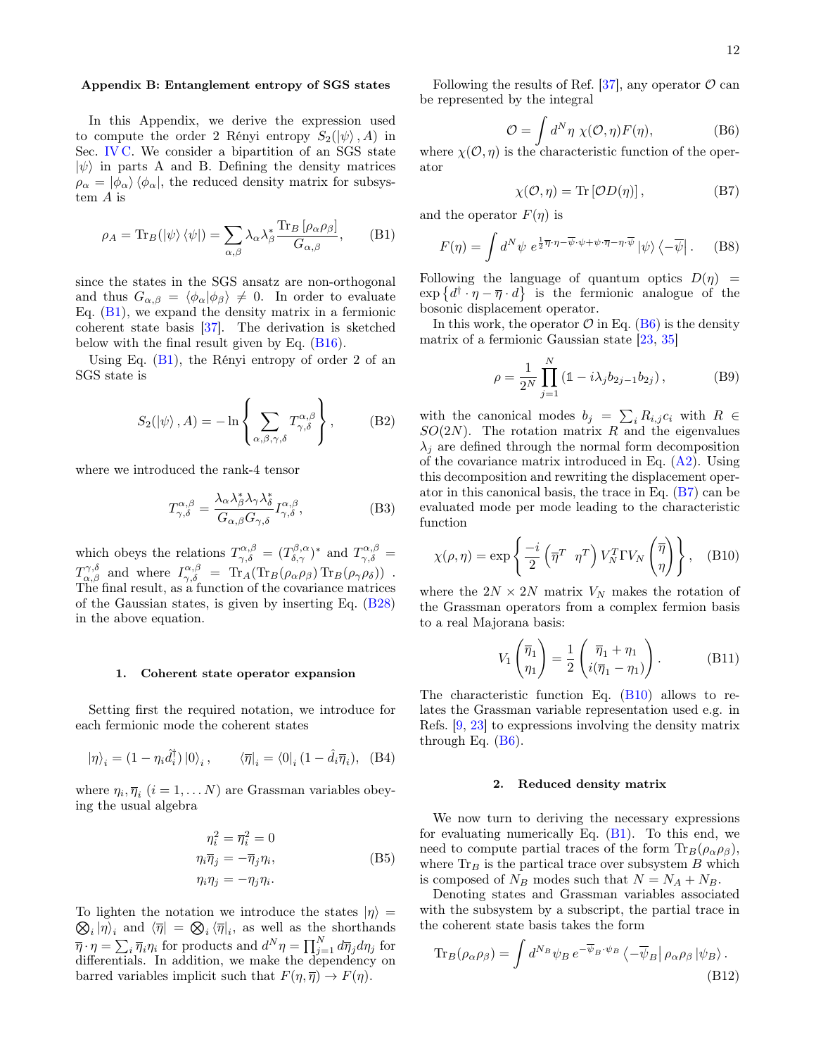### Appendix B: Entanglement entropy of SGS states

In this Appendix, we derive the expression used to compute the order 2 Rényi entropy $S_2(|\psi\rangle, A)$ in Sec. IV C. We consider a bipartition of an SGS state $|\psi\rangle$ in parts A and B. Defining the density matrices $\rho_\alpha = |\phi_\alpha\rangle\langle\phi_\alpha|$, the reduced density matrix for subsystem $A$ is

$$\rho_A = \mathrm{Tr}_B(|\psi\rangle\langle\psi|) = \sum_{\alpha,\beta} \lambda_\alpha \lambda_\beta^* \frac{\mathrm{Tr}_B\left[\rho_\alpha \rho_\beta\right]}{G_{\alpha,\beta}}, \tag{B1}$$

since the states in the SGS ansatz are non-orthogonal and thus $G_{\alpha,\beta} = \langle\phi_\alpha|\phi_\beta\rangle \neq 0$. In order to evaluate Eq. (B1), we expand the density matrix in a fermionic coherent state basis [37]. The derivation is sketched below with the final result given by Eq. (B16).

Using Eq. (B1), the Rényi entropy of order 2 of an SGS state is

$$S_2(|\psi\rangle, A) = -\ln\left\{\sum_{\alpha,\beta,\gamma,\delta} T^{\alpha,\beta}_{\gamma,\delta}\right\}, \tag{B2}$$

where we introduced the rank-4 tensor

$$T^{\alpha,\beta}_{\gamma,\delta} = \frac{\lambda_\alpha \lambda_\beta^* \lambda_\gamma \lambda_\delta^*}{G_{\alpha,\beta} G_{\gamma,\delta}} I^{\alpha,\beta}_{\gamma,\delta}, \tag{B3}$$

which obeys the relations $T^{\alpha,\beta}_{\gamma,\delta} = (T^{\beta,\alpha}_{\delta,\gamma})^*$ and $T^{\alpha,\beta}_{\gamma,\delta} = T^{\gamma,\delta}_{\alpha,\beta}$ and where $I^{\alpha,\beta}_{\gamma,\delta} = \mathrm{Tr}_A(\mathrm{Tr}_B(\rho_\alpha\rho_\beta)\,\mathrm{Tr}_B(\rho_\gamma\rho_\delta))$. The final result, as a function of the covariance matrices of the Gaussian states, is given by inserting Eq. (B28) in the above equation.

#### 1. Coherent state operator expansion

Setting first the required notation, we introduce for each fermionic mode the coherent states

$$|\eta\rangle_i = (1 - \eta_i \hat{d}_i^\dagger)|0\rangle_i, \qquad \langle\overline{\eta}|_i = \langle 0|_i (1 - \hat{d}_i \overline{\eta}_i), \tag{B4}$$

where $\eta_i, \overline{\eta}_i$ $(i = 1, \dots N)$ are Grassman variables obeying the usual algebra

$$\begin{aligned} \eta_i^2 = \overline{\eta}_i^2 &= 0 \\ \eta_i \overline{\eta}_j &= -\overline{\eta}_j \eta_i, \\ \eta_i \eta_j &= -\eta_j \eta_i. \end{aligned} \tag{B5}$$

To lighten the notation we introduce the states $|\eta\rangle = \bigotimes_i |\eta\rangle_i$ and $\langle\overline{\eta}| = \bigotimes_i \langle\overline{\eta}|_i$, as well as the shorthands $\overline{\eta}\cdot\eta = \sum_i \overline{\eta}_i \eta_i$ for products and $d^N\eta = \prod_{j=1}^N d\overline{\eta}_j d\eta_j$ for differentials. In addition, we make the dependency on barred variables implicit such that $F(\eta, \overline{\eta}) \to F(\eta)$.

Following the results of Ref. [37], any operator $\mathcal{O}$ can be represented by the integral

$$\mathcal{O} = \int d^N\eta\ \chi(\mathcal{O}, \eta) F(\eta), \tag{B6}$$

where $\chi(\mathcal{O}, \eta)$ is the characteristic function of the operator

$$\chi(\mathcal{O}, \eta) = \mathrm{Tr}\left[\mathcal{O} D(\eta)\right], \tag{B7}$$

and the operator $F(\eta)$ is

$$F(\eta) = \int d^N\psi\ e^{\frac{1}{2}\overline{\eta}\cdot\eta - \overline{\psi}\cdot\psi + \psi\cdot\overline{\eta} - \eta\cdot\overline{\psi}}\,|\psi\rangle\langle -\overline{\psi}|. \tag{B8}$$

Following the language of quantum optics $D(\eta) = \exp\left\{d^\dagger\cdot\eta - \overline{\eta}\cdot d\right\}$ is the fermionic analogue of the bosonic displacement operator.

In this work, the operator $\mathcal{O}$ in Eq. (B6) is the density matrix of a fermionic Gaussian state [23, 35]

$$\rho = \frac{1}{2^N}\prod_{j=1}^N\left(\mathbb{1} - i\lambda_j b_{2j-1} b_{2j}\right), \tag{B9}$$

with the canonical modes $b_j = \sum_i R_{i,j} c_i$ with $R \in SO(2N)$. The rotation matrix $R$ and the eigenvalues $\lambda_j$ are defined through the normal form decomposition of the covariance matrix introduced in Eq. (A2). Using this decomposition and rewriting the displacement operator in this canonical basis, the trace in Eq. (B7) can be evaluated mode per mode leading to the characteristic function

$$\chi(\rho, \eta) = \exp\left\{\frac{-i}{2}\begin{pmatrix}\overline{\eta}^T & \eta^T\end{pmatrix} V_N^T \Gamma V_N \begin{pmatrix}\overline{\eta} \\ \eta\end{pmatrix}\right\}, \tag{B10}$$

where the $2N \times 2N$ matrix $V_N$ makes the rotation of the Grassman operators from a complex fermion basis to a real Majorana basis:

$$V_1 \begin{pmatrix}\overline{\eta}_1 \\ \eta_1\end{pmatrix} = \frac{1}{2}\begin{pmatrix}\overline{\eta}_1 + \eta_1 \\ i(\overline{\eta}_1 - \eta_1)\end{pmatrix}. \tag{B11}$$

The characteristic function Eq. (B10) allows to relates the Grassman variable representation used e.g. in Refs. [9, 23] to expressions involving the density matrix through Eq. (B6).

#### 2. Reduced density matrix

We now turn to deriving the necessary expressions for evaluating numerically Eq. (B1). To this end, we need to compute partial traces of the form $\mathrm{Tr}_B(\rho_\alpha\rho_\beta)$, where $\mathrm{Tr}_B$ is the partical trace over subsystem $B$ which is composed of $N_B$ modes such that $N = N_A + N_B$.

Denoting states and Grassman variables associated with the subsystem by a subscript, the partial trace in the coherent state basis takes the form

$$\mathrm{Tr}_B(\rho_\alpha\rho_\beta) = \int d^{N_B}\psi_B\, e^{-\overline{\psi}_B\cdot\psi_B}\left\langle -\overline{\psi}_B\right|\rho_\alpha\rho_\beta\left|\psi_B\right\rangle. \tag{B12}$$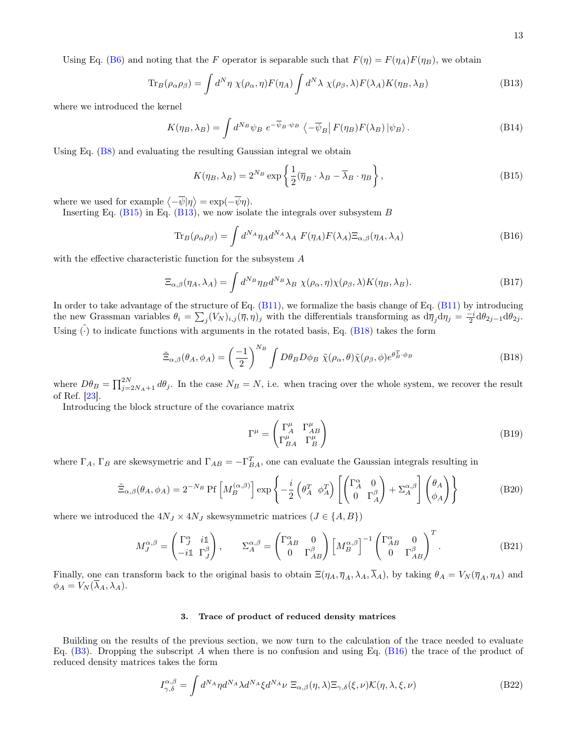Using Eq. (B6) and noting that the $F$ operator is separable such that $F(\eta) = F(\eta_A)F(\eta_B)$, we obtain

$$\mathrm{Tr}_B(\rho_\alpha\rho_\beta) = \int d^N\eta\ \chi(\rho_\alpha,\eta)F(\eta_A)\int d^N\lambda\ \chi(\rho_\beta,\lambda)F(\lambda_A)K(\eta_B,\lambda_B) \tag{B13}$$

where we introduced the kernel

$$K(\eta_B,\lambda_B) = \int d^{N_B}\psi_B\ e^{-\overline{\psi}_B\cdot\psi_B}\left\langle -\overline{\psi}_B\right| F(\eta_B)F(\lambda_B)\left|\psi_B\right\rangle. \tag{B14}$$

Using Eq. (B8) and evaluating the resulting Gaussian integral we obtain

$$K(\eta_B,\lambda_B) = 2^{N_B}\exp\left\{\frac{1}{2}(\overline{\eta}_B\cdot\lambda_B - \overline{\lambda}_B\cdot\eta_B\right\}, \tag{B15}$$

where we used for example $\langle -\overline{\psi}|\eta\rangle = \exp(-\overline{\psi}\eta)$.

Inserting Eq. (B15) in Eq. (B13), we now isolate the integrals over subsystem $B$

$$\mathrm{Tr}_B(\rho_\alpha\rho_\beta) = \int d^{N_A}\eta_A d^{N_A}\lambda_A\ F(\eta_A)F(\lambda_A)\Xi_{\alpha,\beta}(\eta_A,\lambda_A) \tag{B16}$$

with the effective characteristic function for the subsystem $A$

$$\Xi_{\alpha,\beta}(\eta_A,\lambda_A) = \int d^{N_B}\eta_B d^{N_B}\lambda_B\ \chi(\rho_\alpha,\eta)\chi(\rho_\beta,\lambda)K(\eta_B,\lambda_B). \tag{B17}$$

In order to take advantage of the structure of Eq. (B11), we formalize the basis change of Eq. (B11) by introducing the new Grassman variables $\theta_i = \sum_j (V_N)_{i,j}(\overline{\eta},\eta)_j$ with the differentials transforming as $\mathrm{d}\overline{\eta}_j\mathrm{d}\eta_j = \frac{-i}{2}\mathrm{d}\theta_{2j-1}\mathrm{d}\theta_{2j}$. Using $\tilde{(\cdot)}$ to indicate functions with arguments in the rotated basis, Eq. (B18) takes the form

$$\tilde{\Xi}_{\alpha,\beta}(\theta_A,\phi_A) = \left(\frac{-1}{2}\right)^{N_B}\int D\theta_B D\phi_B\ \tilde{\chi}(\rho_\alpha,\theta)\tilde{\chi}(\rho_\beta,\phi)e^{\theta_B^T\cdot\phi_B} \tag{B18}$$

where $D\theta_B = \prod_{j=2N_A+1}^{2N} d\theta_j$. In the case $N_B = N$, i.e. when tracing over the whole system, we recover the result of Ref. [23].

Introducing the block structure of the covariance matrix

$$\Gamma^\mu = \begin{pmatrix}\Gamma_A^\mu & \Gamma_{AB}^\mu\\ \Gamma_{BA}^\mu & \Gamma_B^\mu\end{pmatrix} \tag{B19}$$

where $\Gamma_A$, $\Gamma_B$ are skewsymetric and $\Gamma_{AB} = -\Gamma_{BA}^T$, one can evaluate the Gaussian integrals resulting in

$$\tilde{\Xi}_{\alpha,\beta}(\theta_A,\phi_A) = 2^{-N_B}\,\mathrm{Pf}\left[M_B^{(\alpha,\beta)}\right]\exp\left\{-\frac{i}{2}\begin{pmatrix}\theta_A^T & \phi_A^T\end{pmatrix}\left[\begin{pmatrix}\Gamma_A^\alpha & 0\\ 0 & \Gamma_A^\beta\end{pmatrix} + \Sigma_A^{\alpha,\beta}\right]\begin{pmatrix}\theta_A\\ \phi_A\end{pmatrix}\right\} \tag{B20}$$

where we introduced the $4N_J\times 4N_J$ skewsymmetric matrices ($J\in\{A,B\}$)

$$M_J^{\alpha,\beta} = \begin{pmatrix}\Gamma_J^\alpha & i\mathbb{1}\\ -i\mathbb{1} & \Gamma_J^\beta\end{pmatrix}, \qquad \Sigma_A^{\alpha,\beta} = \begin{pmatrix}\Gamma_{AB}^\alpha & 0\\ 0 & \Gamma_{AB}^\beta\end{pmatrix}\left[M_B^{\alpha,\beta}\right]^{-1}\begin{pmatrix}\Gamma_{AB}^\alpha & 0\\ 0 & \Gamma_{AB}^\beta\end{pmatrix}^T. \tag{B21}$$

Finally, one can transform back to the original basis to obtain $\Xi(\eta_A,\overline{\eta}_A,\lambda_A,\overline{\lambda}_A)$, by taking $\theta_A = V_N(\overline{\eta}_A,\eta_A)$ and $\phi_A = V_N(\overline{\lambda}_A,\lambda_A)$.

### 3. Trace of product of reduced density matrices

Building on the results of the previous section, we now turn to the calculation of the trace needed to evaluate Eq. (B3). Dropping the subscript $A$ when there is no confusion and using Eq. (B16) the trace of the product of reduced density matrices takes the form

$$I_{\gamma,\delta}^{\alpha,\beta} = \int d^{N_A}\eta d^{N_A}\lambda d^{N_A}\xi d^{N_A}\nu\ \Xi_{\alpha,\beta}(\eta,\lambda)\Xi_{\gamma,\delta}(\xi,\nu)\mathcal{K}(\eta,\lambda,\xi,\nu) \tag{B22}$$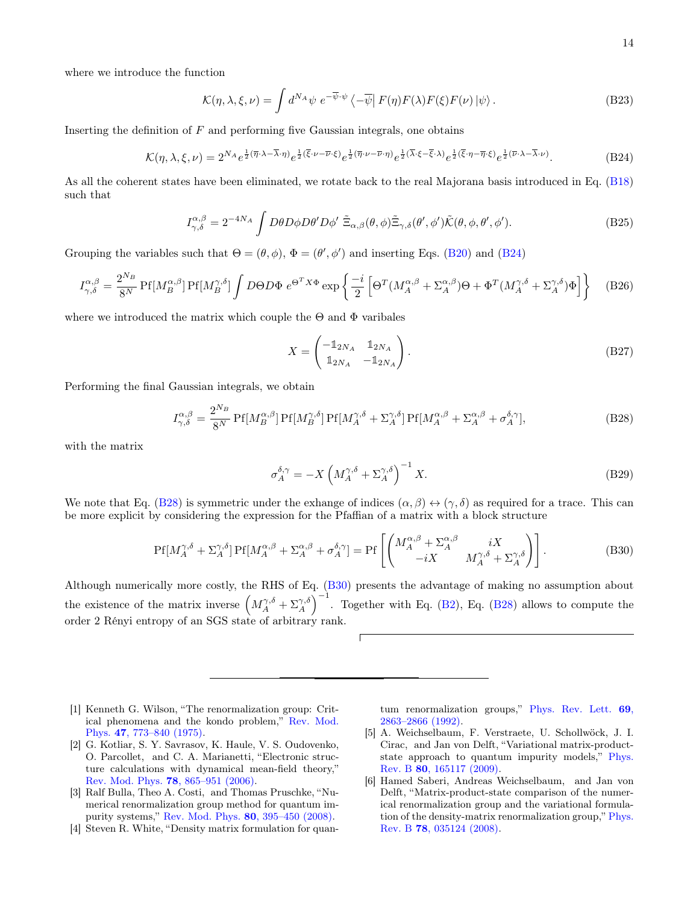where we introduce the function

$$\mathcal{K}(\eta,\lambda,\xi,\nu) = \int d^{N_A}\psi\; e^{-\overline{\psi}\cdot\psi} \left\langle -\overline{\psi}\right| F(\eta)F(\lambda)F(\xi)F(\nu)\left|\psi\right\rangle . \tag{B23}$$

Inserting the definition of $F$ and performing five Gaussian integrals, one obtains

$$\mathcal{K}(\eta,\lambda,\xi,\nu) = 2^{N_A} e^{\frac{1}{2}(\overline{\eta}\cdot\lambda-\overline{\lambda}\cdot\eta)} e^{\frac{1}{2}(\overline{\xi}\cdot\nu-\overline{\nu}\cdot\xi)} e^{\frac{1}{2}(\overline{\eta}\cdot\nu-\overline{\nu}\cdot\eta)} e^{\frac{1}{2}(\overline{\lambda}\cdot\xi-\overline{\xi}\cdot\lambda)} e^{\frac{1}{2}(\overline{\xi}\cdot\eta-\overline{\eta}\cdot\xi)} e^{\frac{1}{2}(\overline{\nu}\cdot\lambda-\overline{\lambda}\cdot\nu)}. \tag{B24}$$

As all the coherent states have been eliminated, we rotate back to the real Majorana basis introduced in Eq. (B18) such that

$$I^{\alpha,\beta}_{\gamma,\delta} = 2^{-4N_A}\int D\theta D\phi D\theta' D\phi'\; \tilde{\Xi}_{\alpha,\beta}(\theta,\phi)\tilde{\Xi}_{\gamma,\delta}(\theta',\phi')\tilde{\mathcal{K}}(\theta,\phi,\theta',\phi'). \tag{B25}$$

Grouping the variables such that $\Theta = (\theta,\phi)$, $\Phi = (\theta',\phi')$ and inserting Eqs. (B20) and (B24)

$$I^{\alpha,\beta}_{\gamma,\delta} = \frac{2^{N_B}}{8^N}\,\mathrm{Pf}[M^{\alpha,\beta}_B]\,\mathrm{Pf}[M^{\gamma,\delta}_B]\int D\Theta D\Phi\; e^{\Theta^T X\Phi}\exp\left\{\frac{-i}{2}\left[\Theta^T(M^{\alpha,\beta}_A+\Sigma^{\alpha,\beta}_A)\Theta+\Phi^T(M^{\gamma,\delta}_A+\Sigma^{\gamma,\delta}_A)\Phi\right]\right\} \tag{B26}$$

where we introduced the matrix which couple the $\Theta$ and $\Phi$ varibales

$$X = \begin{pmatrix} -\mathbb{1}_{2N_A} & \mathbb{1}_{2N_A} \\ \mathbb{1}_{2N_A} & -\mathbb{1}_{2N_A}\end{pmatrix}. \tag{B27}$$

Performing the final Gaussian integrals, we obtain

$$I^{\alpha,\beta}_{\gamma,\delta} = \frac{2^{N_B}}{8^N}\,\mathrm{Pf}[M^{\alpha,\beta}_B]\,\mathrm{Pf}[M^{\gamma,\delta}_B]\,\mathrm{Pf}[M^{\gamma,\delta}_A+\Sigma^{\gamma,\delta}_A]\,\mathrm{Pf}[M^{\alpha,\beta}_A+\Sigma^{\alpha,\beta}_A+\sigma^{\delta,\gamma}_A], \tag{B28}$$

with the matrix

$$\sigma^{\delta,\gamma}_A = -X\left(M^{\gamma,\delta}_A+\Sigma^{\gamma,\delta}_A\right)^{-1}X. \tag{B29}$$

We note that Eq. (B28) is symmetric under the exhange of indices $(\alpha,\beta)\leftrightarrow(\gamma,\delta)$ as required for a trace. This can be more explicit by considering the expression for the Pfaffian of a matrix with a block structure

$$\mathrm{Pf}[M^{\gamma,\delta}_A+\Sigma^{\gamma,\delta}_A]\,\mathrm{Pf}[M^{\alpha,\beta}_A+\Sigma^{\alpha,\beta}_A+\sigma^{\delta,\gamma}_A] = \mathrm{Pf}\left[\begin{pmatrix} M^{\alpha,\beta}_A+\Sigma^{\alpha,\beta}_A & iX \\ -iX & M^{\gamma,\delta}_A+\Sigma^{\gamma,\delta}_A\end{pmatrix}\right]. \tag{B30}$$

Although numerically more costly, the RHS of Eq. (B30) presents the advantage of making no assumption about the existence of the matrix inverse $\left(M^{\gamma,\delta}_A+\Sigma^{\gamma,\delta}_A\right)^{-1}$. Together with Eq. (B2), Eq. (B28) allows to compute the order 2 Rényi entropy of an SGS state of arbitrary rank.

---

[1] Kenneth G. Wilson, "The renormalization group: Critical phenomena and the kondo problem," Rev. Mod. Phys. **47**, 773–840 (1975).

[2] G. Kotliar, S. Y. Savrasov, K. Haule, V. S. Oudovenko, O. Parcollet, and C. A. Marianetti, "Electronic structure calculations with dynamical mean-field theory," Rev. Mod. Phys. **78**, 865–951 (2006).

[3] Ralf Bulla, Theo A. Costi, and Thomas Pruschke, "Numerical renormalization group method for quantum impurity systems," Rev. Mod. Phys. **80**, 395–450 (2008).

[4] Steven R. White, "Density matrix formulation for quantum renormalization groups," Phys. Rev. Lett. **69**, 2863–2866 (1992).

[5] A. Weichselbaum, F. Verstraete, U. Schollwöck, J. I. Cirac, and Jan von Delft, "Variational matrix-product-state approach to quantum impurity models," Phys. Rev. B **80**, 165117 (2009).

[6] Hamed Saberi, Andreas Weichselbaum, and Jan von Delft, "Matrix-product-state comparison of the numerical renormalization group and the variational formulation of the density-matrix renormalization group," Phys. Rev. B **78**, 035124 (2008).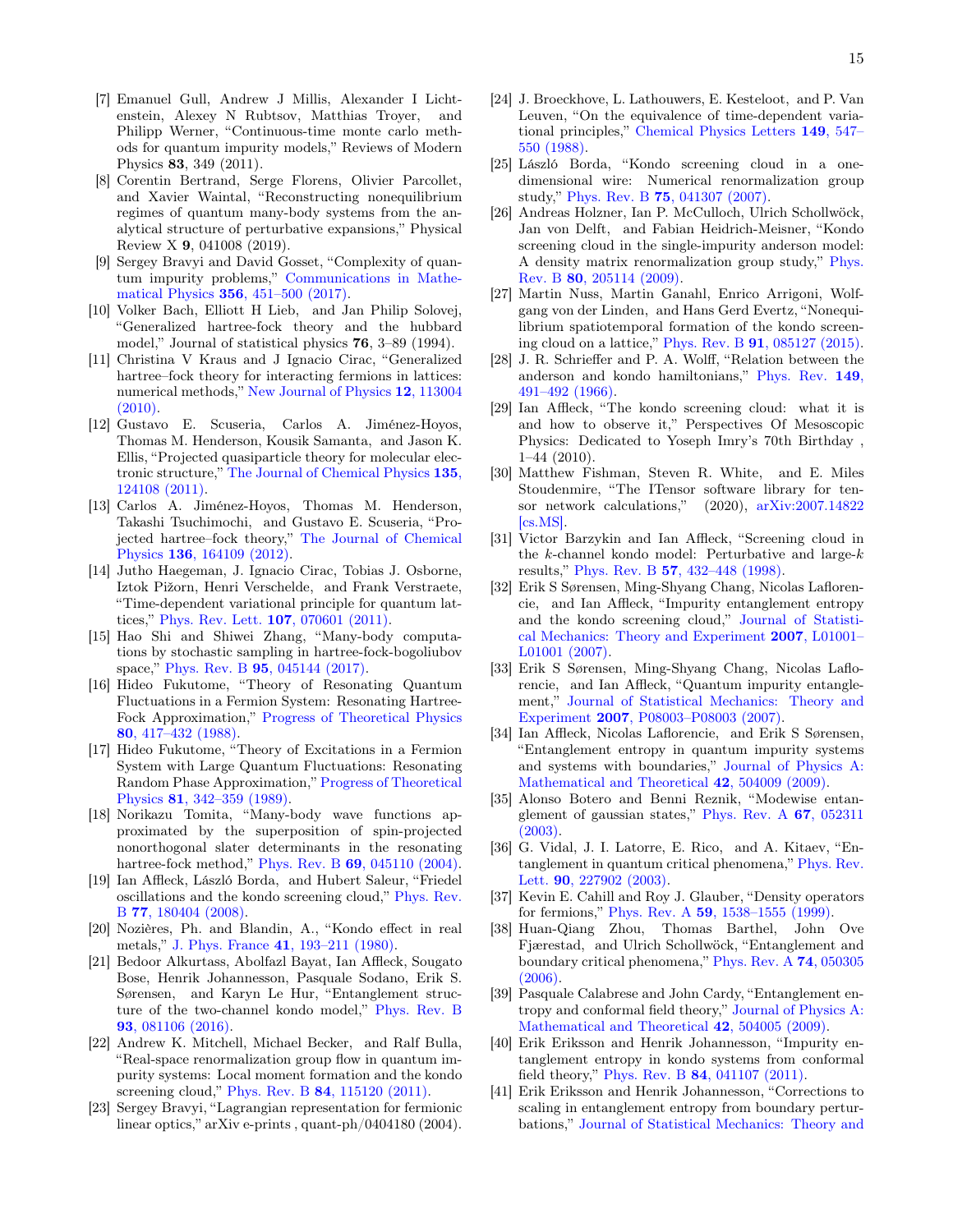[7] Emanuel Gull, Andrew J Millis, Alexander I Lichtenstein, Alexey N Rubtsov, Matthias Troyer, and Philipp Werner, "Continuous-time monte carlo methods for quantum impurity models," Reviews of Modern Physics **83**, 349 (2011).

[8] Corentin Bertrand, Serge Florens, Olivier Parcollet, and Xavier Waintal, "Reconstructing nonequilibrium regimes of quantum many-body systems from the analytical structure of perturbative expansions," Physical Review X **9**, 041008 (2019).

[9] Sergey Bravyi and David Gosset, "Complexity of quantum impurity problems," Communications in Mathematical Physics **356**, 451–500 (2017).

[10] Volker Bach, Elliott H Lieb, and Jan Philip Solovej, "Generalized hartree-fock theory and the hubbard model," Journal of statistical physics **76**, 3–89 (1994).

[11] Christina V Kraus and J Ignacio Cirac, "Generalized hartree–fock theory for interacting fermions in lattices: numerical methods," New Journal of Physics **12**, 113004 (2010).

[12] Gustavo E. Scuseria, Carlos A. Jiménez-Hoyos, Thomas M. Henderson, Kousik Samanta, and Jason K. Ellis, "Projected quasiparticle theory for molecular electronic structure," The Journal of Chemical Physics **135**, 124108 (2011).

[13] Carlos A. Jiménez-Hoyos, Thomas M. Henderson, Takashi Tsuchimochi, and Gustavo E. Scuseria, "Projected hartree–fock theory," The Journal of Chemical Physics **136**, 164109 (2012).

[14] Jutho Haegeman, J. Ignacio Cirac, Tobias J. Osborne, Iztok Pižorn, Henri Verschelde, and Frank Verstraete, "Time-dependent variational principle for quantum lattices," Phys. Rev. Lett. **107**, 070601 (2011).

[15] Hao Shi and Shiwei Zhang, "Many-body computations by stochastic sampling in hartree-fock-bogoliubov space," Phys. Rev. B **95**, 045144 (2017).

[16] Hideo Fukutome, "Theory of Resonating Quantum Fluctuations in a Fermion System: Resonating Hartree-Fock Approximation," Progress of Theoretical Physics **80**, 417–432 (1988).

[17] Hideo Fukutome, "Theory of Excitations in a Fermion System with Large Quantum Fluctuations: Resonating Random Phase Approximation," Progress of Theoretical Physics **81**, 342–359 (1989).

[18] Norikazu Tomita, "Many-body wave functions approximated by the superposition of spin-projected nonorthogonal slater determinants in the resonating hartree-fock method," Phys. Rev. B **69**, 045110 (2004).

[19] Ian Affleck, László Borda, and Hubert Saleur, "Friedel oscillations and the kondo screening cloud," Phys. Rev. B **77**, 180404 (2008).

[20] Nozières, Ph. and Blandin, A., "Kondo effect in real metals," J. Phys. France **41**, 193–211 (1980).

[21] Bedoor Alkurtass, Abolfazl Bayat, Ian Affleck, Sougato Bose, Henrik Johannesson, Pasquale Sodano, Erik S. Sørensen, and Karyn Le Hur, "Entanglement structure of the two-channel kondo model," Phys. Rev. B **93**, 081106 (2016).

[22] Andrew K. Mitchell, Michael Becker, and Ralf Bulla, "Real-space renormalization group flow in quantum impurity systems: Local moment formation and the kondo screening cloud," Phys. Rev. B **84**, 115120 (2011).

[23] Sergey Bravyi, "Lagrangian representation for fermionic linear optics," arXiv e-prints , quant-ph/0404180 (2004).

[24] J. Broeckhove, L. Lathouwers, E. Kesteloot, and P. Van Leuven, "On the equivalence of time-dependent variational principles," Chemical Physics Letters **149**, 547–550 (1988).

[25] László Borda, "Kondo screening cloud in a one-dimensional wire: Numerical renormalization group study," Phys. Rev. B **75**, 041307 (2007).

[26] Andreas Holzner, Ian P. McCulloch, Ulrich Schollwöck, Jan von Delft, and Fabian Heidrich-Meisner, "Kondo screening cloud in the single-impurity anderson model: A density matrix renormalization group study," Phys. Rev. B **80**, 205114 (2009).

[27] Martin Nuss, Martin Ganahl, Enrico Arrigoni, Wolfgang von der Linden, and Hans Gerd Evertz, "Nonequilibrium spatiotemporal formation of the kondo screening cloud on a lattice," Phys. Rev. B **91**, 085127 (2015).

[28] J. R. Schrieffer and P. A. Wolff, "Relation between the anderson and kondo hamiltonians," Phys. Rev. **149**, 491–492 (1966).

[29] Ian Affleck, "The kondo screening cloud: what it is and how to observe it," Perspectives Of Mesoscopic Physics: Dedicated to Yoseph Imry's 70th Birthday , 1–44 (2010).

[30] Matthew Fishman, Steven R. White, and E. Miles Stoudenmire, "The ITensor software library for tensor network calculations," (2020), arXiv:2007.14822 [cs.MS].

[31] Victor Barzykin and Ian Affleck, "Screening cloud in the $k$-channel kondo model: Perturbative and large-$k$ results," Phys. Rev. B **57**, 432–448 (1998).

[32] Erik S Sørensen, Ming-Shyang Chang, Nicolas Laflorencie, and Ian Affleck, "Impurity entanglement entropy and the kondo screening cloud," Journal of Statistical Mechanics: Theory and Experiment **2007**, L01001–L01001 (2007).

[33] Erik S Sørensen, Ming-Shyang Chang, Nicolas Laflorencie, and Ian Affleck, "Quantum impurity entanglement," Journal of Statistical Mechanics: Theory and Experiment **2007**, P08003–P08003 (2007).

[34] Ian Affleck, Nicolas Laflorencie, and Erik S Sørensen, "Entanglement entropy in quantum impurity systems and systems with boundaries," Journal of Physics A: Mathematical and Theoretical **42**, 504009 (2009).

[35] Alonso Botero and Benni Reznik, "Modewise entanglement of gaussian states," Phys. Rev. A **67**, 052311 (2003).

[36] G. Vidal, J. I. Latorre, E. Rico, and A. Kitaev, "Entanglement in quantum critical phenomena," Phys. Rev. Lett. **90**, 227902 (2003).

[37] Kevin E. Cahill and Roy J. Glauber, "Density operators for fermions," Phys. Rev. A **59**, 1538–1555 (1999).

[38] Huan-Qiang Zhou, Thomas Barthel, John Ove Fjærestad, and Ulrich Schollwöck, "Entanglement and boundary critical phenomena," Phys. Rev. A **74**, 050305 (2006).

[39] Pasquale Calabrese and John Cardy, "Entanglement entropy and conformal field theory," Journal of Physics A: Mathematical and Theoretical **42**, 504005 (2009).

[40] Erik Eriksson and Henrik Johannesson, "Impurity entanglement entropy in kondo systems from conformal field theory," Phys. Rev. B **84**, 041107 (2011).

[41] Erik Eriksson and Henrik Johannesson, "Corrections to scaling in entanglement entropy from boundary perturbations," Journal of Statistical Mechanics: Theory and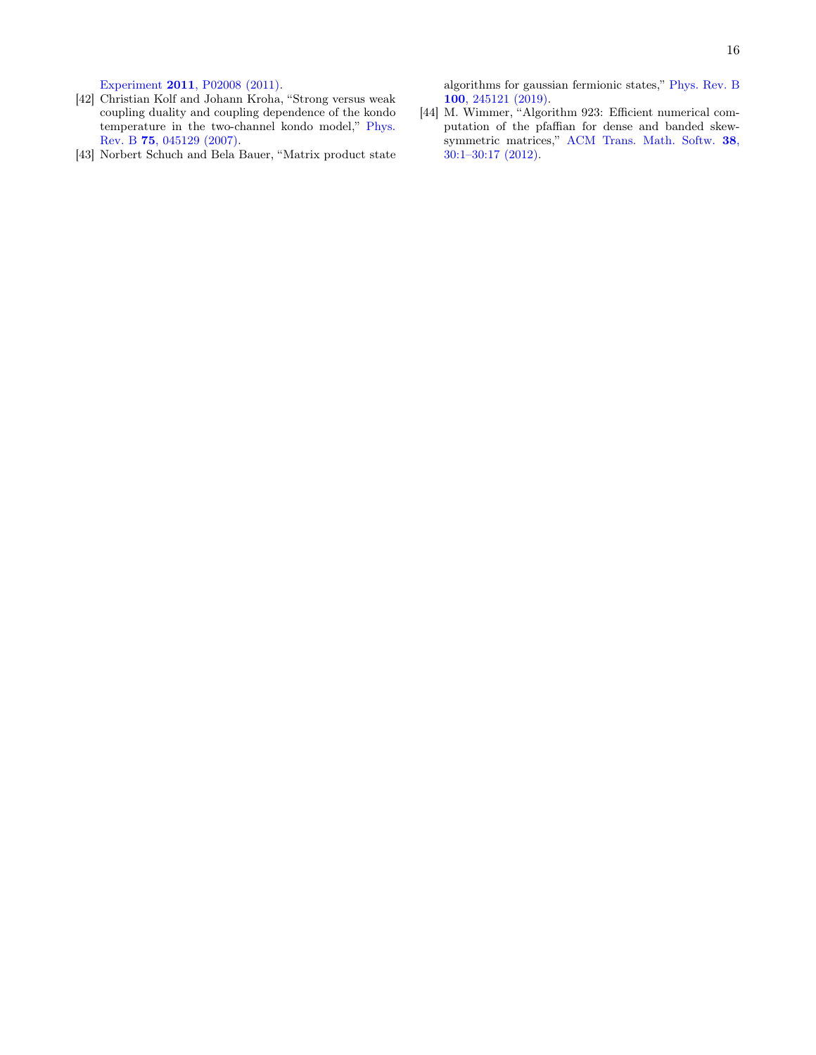Experiment **2011**, P02008 (2011).

[42] Christian Kolf and Johann Kroha, "Strong versus weak coupling duality and coupling dependence of the kondo temperature in the two-channel kondo model," Phys. Rev. B **75**, 045129 (2007).

[43] Norbert Schuch and Bela Bauer, "Matrix product state algorithms for gaussian fermionic states," Phys. Rev. B **100**, 245121 (2019).

[44] M. Wimmer, "Algorithm 923: Efficient numerical computation of the pfaffian for dense and banded skew-symmetric matrices," ACM Trans. Math. Softw. **38**, 30:1–30:17 (2012).